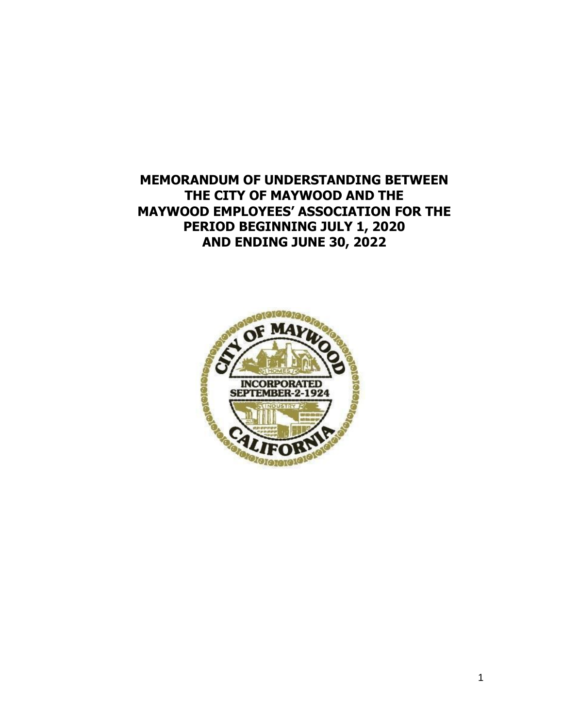# MEMORANDUM OF UNDERSTANDING BETWEEN THE CITY OF MAYWOOD AND THE MAYWOOD EMPLOYEES' ASSOCIATION FOR THE PERIOD BEGINNING JULY 1, 2020 AND ENDING JUNE 30, 2022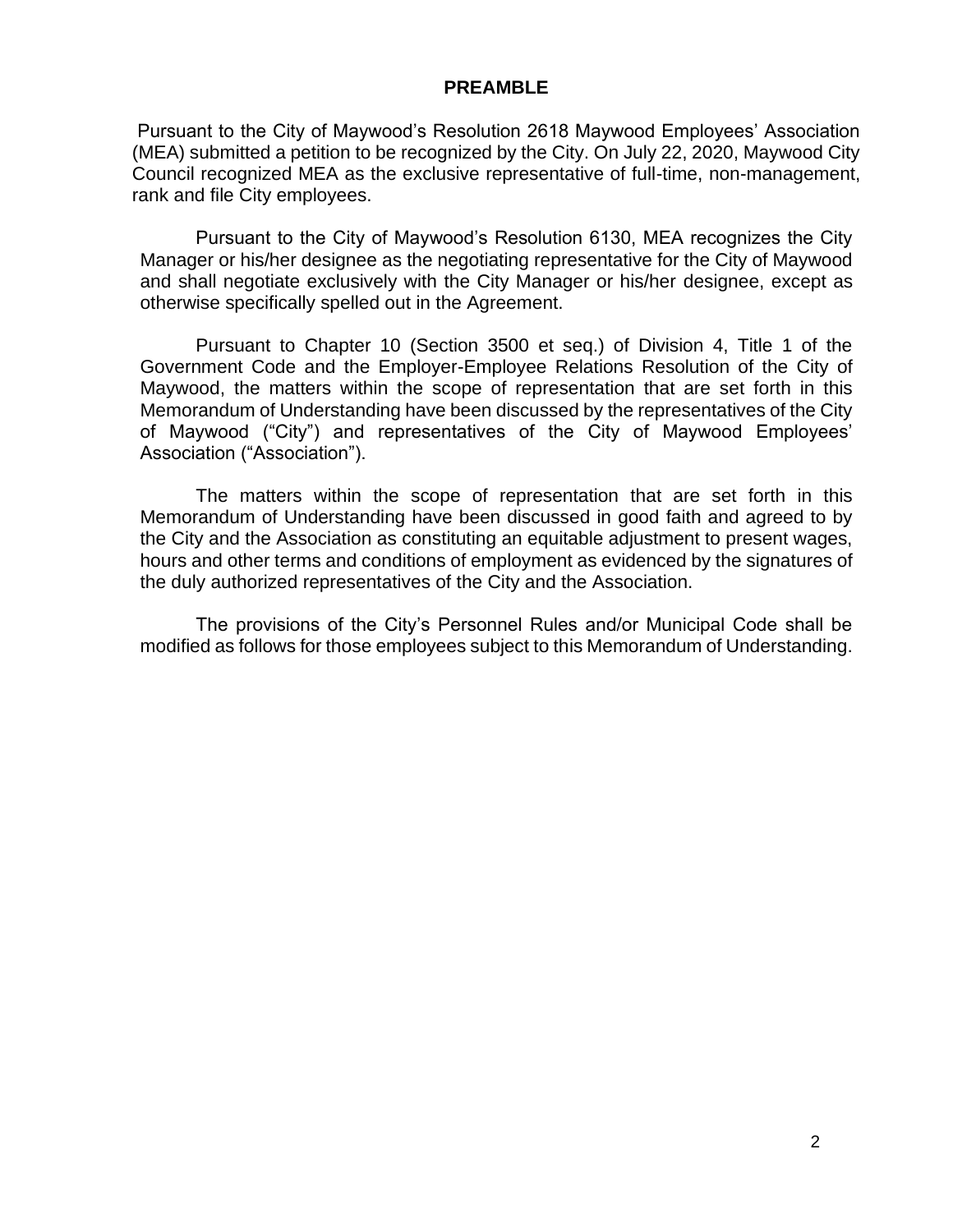## PREAMBLE

Pursuant to the City of Maywood's Resolution 2618 Maywood Employees' Association (MEA) submitted a petition to be recognized by the City. On July 22, 2020, Maywood City Council recognized MEA as the exclusive representative of full-time, non-management, rank and file City employees.

Pursuant to the City of Maywood's Resolution 6130, MEA recognizes the City Manager or his/her designee as the negotiating representative for the City of Maywood and shall negotiate exclusively with the City Manager or his/her designee, except as otherwise specifically spelled out in the Agreement.

Pursuant to Chapter 10 (Section 3500 et seq.) of Division 4, Title 1 of the Government Code and the Employer-Employee Relations Resolution of the City of Maywood, the matters within the scope of representation that are set forth in this Memorandum of Understanding have been discussed by the representatives of the City of Maywood ("City") and representatives of the City of Maywood Employees' Association ("Association").

The matters within the scope of representation that are set forth in this Memorandum of Understanding have been discussed in good faith and agreed to by the City and the Association as constituting an equitable adjustment to present wages, hours and other terms and conditions of employment as evidenced by the signatures of the duly authorized representatives of the City and the Association.

The provisions of the City's Personnel Rules and/or Municipal Code shall be modified as follows for those employees subject to this Memorandum of Understanding.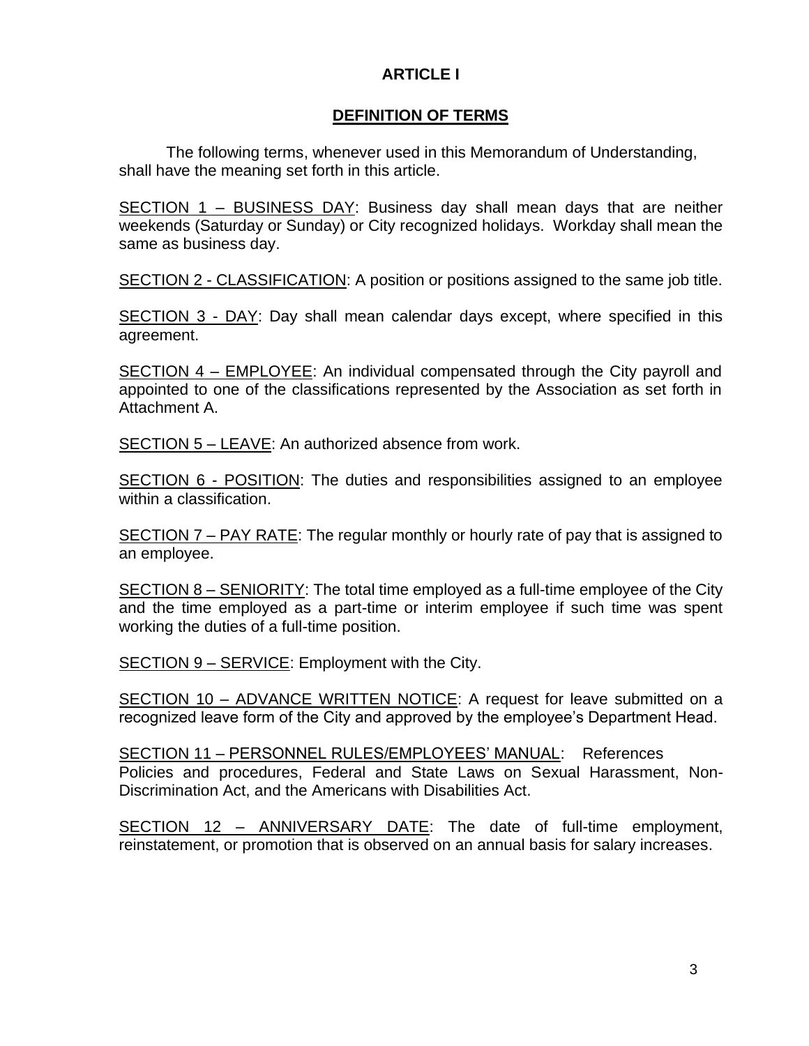# ARTICLE I

## DEFINITION OF TERMS

The following terms, whenever used in this Memorandum of Understanding, shall have the meaning set forth in this article.

SECTION 1 – BUSINESS DAY: Business day shall mean days that are neither weekends (Saturday or Sunday) or City recognized holidays. Workday shall mean the same as business day.

SECTION 2 - CLASSIFICATION: A position or positions assigned to the same job title.

SECTION 3 - DAY: Day shall mean calendar days except, where specified in this agreement.

SECTION 4 – EMPLOYEE: An individual compensated through the City payroll and appointed to one of the classifications represented by the Association as set forth in Attachment A.

SECTION 5 – LEAVE: An authorized absence from work.

SECTION 6 - POSITION: The duties and responsibilities assigned to an employee within a classification.

SECTION 7 – PAY RATE: The regular monthly or hourly rate of pay that is assigned to an employee.

SECTION 8 – SENIORITY: The total time employed as a full-time employee of the City and the time employed as a part-time or interim employee if such time was spent working the duties of a full-time position.

SECTION 9 – SERVICE: Employment with the City.

SECTION 10 – ADVANCE WRITTEN NOTICE: A request for leave submitted on a recognized leave form of the City and approved by the employee's Department Head.

SECTION 11 – PERSONNEL RULES/EMPLOYEES' MANUAL: References Policies and procedures, Federal and State Laws on Sexual Harassment, Non-Discrimination Act, and the Americans with Disabilities Act.

SECTION 12 – ANNIVERSARY DATE: The date of full-time employment, reinstatement, or promotion that is observed on an annual basis for salary increases.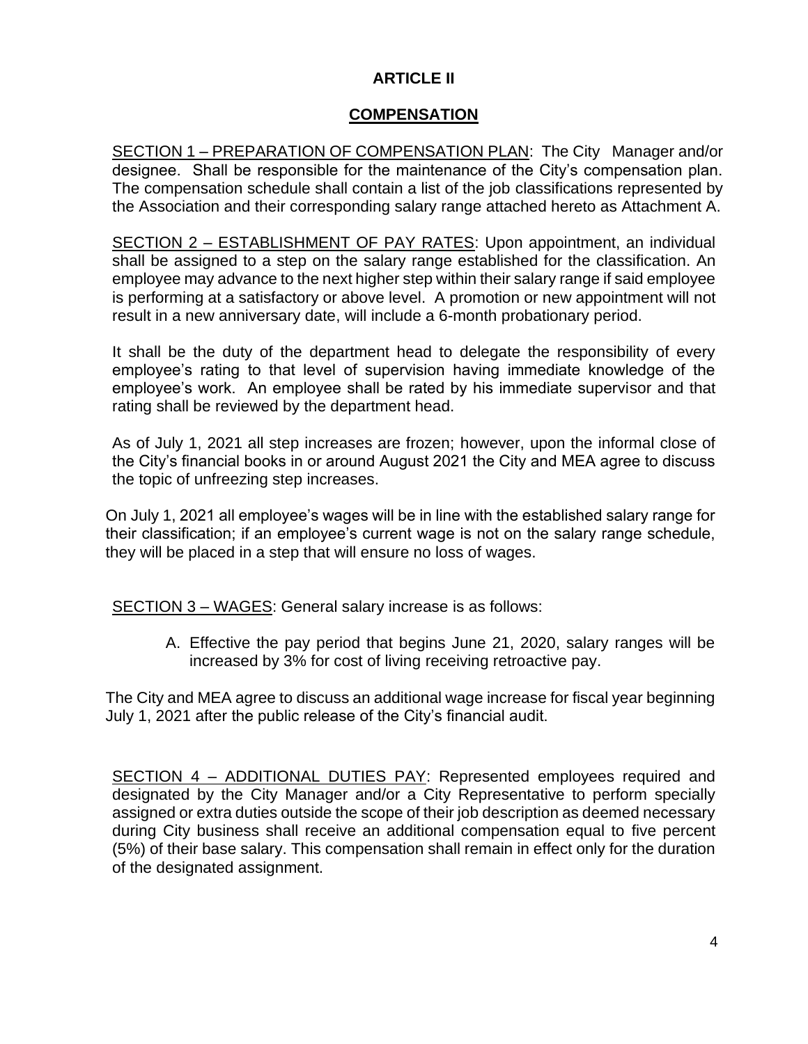# ARTICLE II

## COMPENSATION

SECTION 1 – PREPARATION OF COMPENSATION PLAN: The City Manager and/or designee. Shall be responsible for the maintenance of the City's compensation plan. The compensation schedule shall contain a list of the job classifications represented by the Association and their corresponding salary range attached hereto as Attachment A.

SECTION 2 – ESTABLISHMENT OF PAY RATES: Upon appointment, an individual shall be assigned to a step on the salary range established for the classification. An employee may advance to the next higher step within their salary range if said employee is performing at a satisfactory or above level. A promotion or new appointment will not result in a new anniversary date, will include a 6-month probationary period.

It shall be the duty of the department head to delegate the responsibility of every employee's rating to that level of supervision having immediate knowledge of the employee's work. An employee shall be rated by his immediate supervisor and that rating shall be reviewed by the department head.

As of July 1, 2021 all step increases are frozen; however, upon the informal close of the City's financial books in or around August 2021 the City and MEA agree to discuss the topic of unfreezing step increases.

On July 1, 2021 all employee's wages will be in line with the established salary range for their classification; if an employee's current wage is not on the salary range schedule, they will be placed in a step that will ensure no loss of wages.

SECTION 3 – WAGES: General salary increase is as follows:

A. Effective the pay period that begins June 21, 2020, salary ranges will be increased by 3% for cost of living receiving retroactive pay.

The City and MEA agree to discuss an additional wage increase for fiscal year beginning July 1, 2021 after the public release of the City's financial audit.

SECTION 4 – ADDITIONAL DUTIES PAY: Represented employees required and designated by the City Manager and/or a City Representative to perform specially assigned or extra duties outside the scope of their job description as deemed necessary during City business shall receive an additional compensation equal to five percent (5%) of their base salary. This compensation shall remain in effect only for the duration of the designated assignment.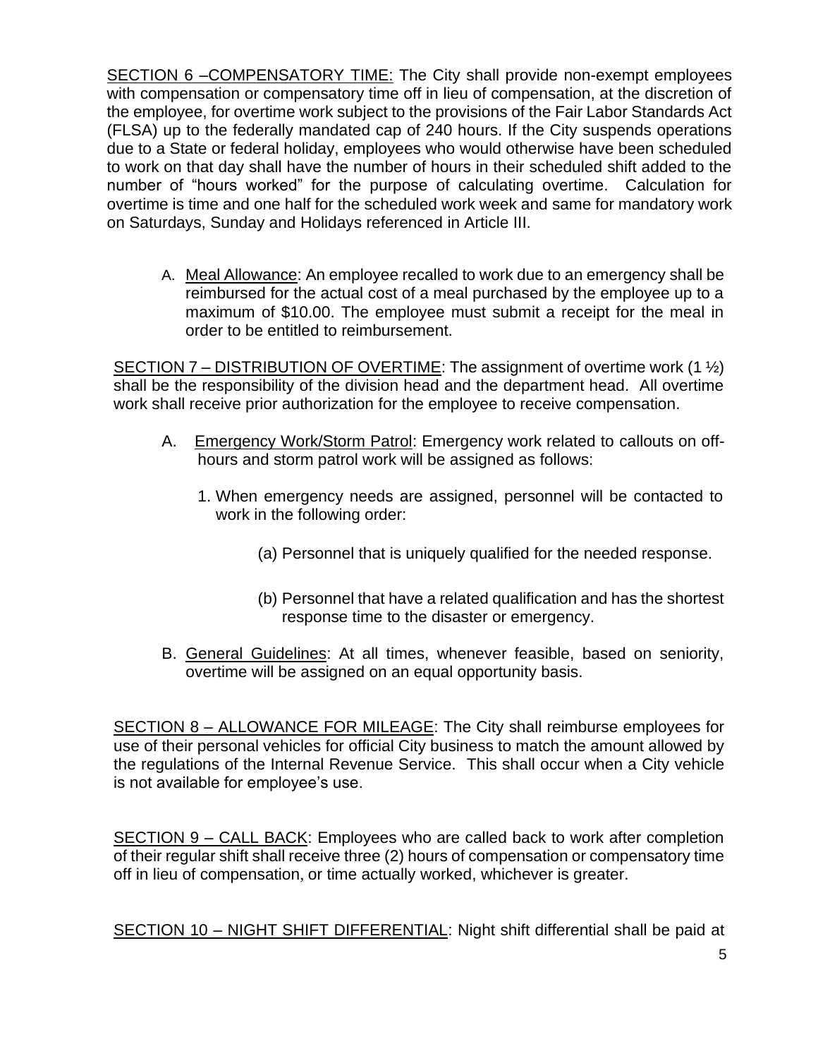<u>SECTION 6 –COMPENSATORY TIME:</u> The City shall provide non-exempt employees with compensation or compensatory time off in lieu of compensation, at the discretion of the employee, for overtime work subject to the provisions of the Fair Labor Standards Act (FLSA) up to the federally mandated cap of 240 hours. If the City suspends operations due to a State or federal holiday, employees who would otherwise have been scheduled to work on that day shall have the number of hours in their scheduled shift added to the number of "hours worked" for the purpose of calculating overtime. Calculation for overtime is time and one half for the scheduled work week and same for mandatory work on Saturdays, Sunday and Holidays referenced in Article III.

A. <u>Meal Allowance</u>: An employee recalled to work due to an emergency shall be reimbursed for the actual cost of a meal purchased by the employee up to a maximum of $10.00. The employee must submit a receipt for the meal in order to be entitled to reimbursement.

<u>SECTION 7 – DISTRIBUTION OF OVERTIME</u>: The assignment of overtime work (1 ½) shall be the responsibility of the division head and the department head. All overtime work shall receive prior authorization for the employee to receive compensation.

A. <u>Emergency Work/Storm Patrol</u>: Emergency work related to callouts on off-hours and storm patrol work will be assigned as follows:

   1. When emergency needs are assigned, personnel will be contacted to work in the following order:

      (a) Personnel that is uniquely qualified for the needed response.

      (b) Personnel that have a related qualification and has the shortest response time to the disaster or emergency.

B. <u>General Guidelines</u>: At all times, whenever feasible, based on seniority, overtime will be assigned on an equal opportunity basis.

<u>SECTION 8 – ALLOWANCE FOR MILEAGE</u>: The City shall reimburse employees for use of their personal vehicles for official City business to match the amount allowed by the regulations of the Internal Revenue Service. This shall occur when a City vehicle is not available for employee's use.

<u>SECTION 9 – CALL BACK</u>: Employees who are called back to work after completion of their regular shift shall receive three (2) hours of compensation or compensatory time off in lieu of compensation, or time actually worked, whichever is greater.

<u>SECTION 10 – NIGHT SHIFT DIFFERENTIAL</u>: Night shift differential shall be paid at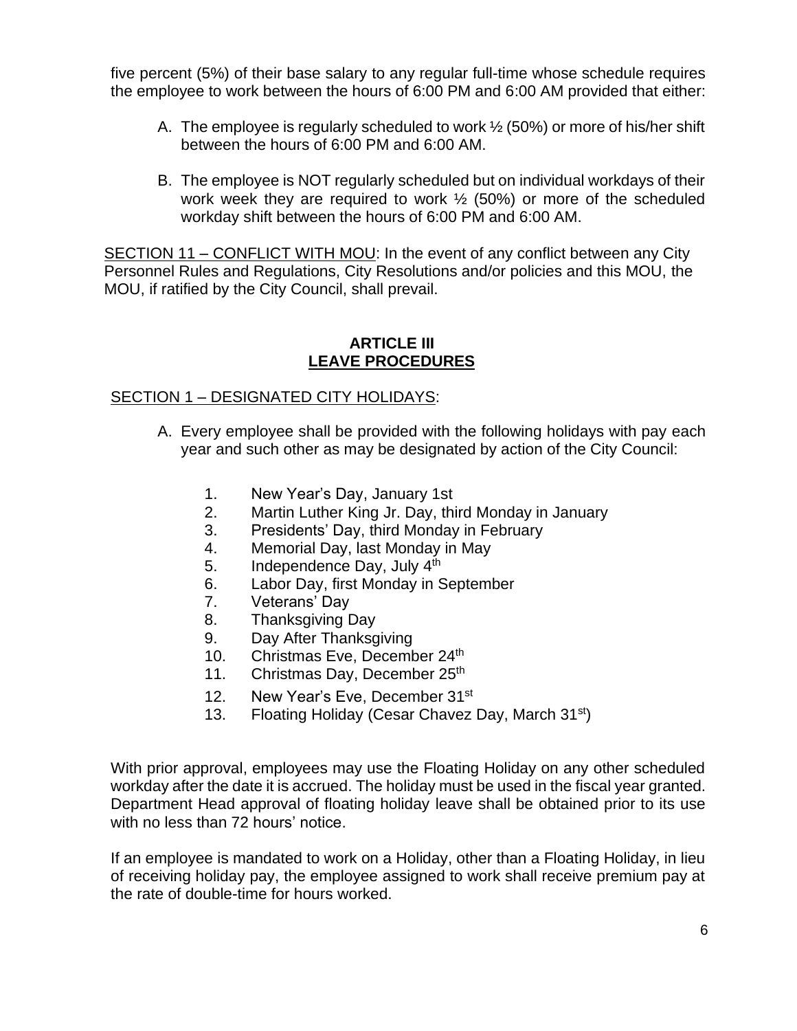five percent (5%) of their base salary to any regular full-time whose schedule requires the employee to work between the hours of 6:00 PM and 6:00 AM provided that either:

A. The employee is regularly scheduled to work ½ (50%) or more of his/her shift between the hours of 6:00 PM and 6:00 AM.

B. The employee is NOT regularly scheduled but on individual workdays of their work week they are required to work ½ (50%) or more of the scheduled workday shift between the hours of 6:00 PM and 6:00 AM.

SECTION 11 – CONFLICT WITH MOU: In the event of any conflict between any City Personnel Rules and Regulations, City Resolutions and/or policies and this MOU, the MOU, if ratified by the City Council, shall prevail.

## ARTICLE III
## LEAVE PROCEDURES

SECTION 1 – DESIGNATED CITY HOLIDAYS:

A. Every employee shall be provided with the following holidays with pay each year and such other as may be designated by action of the City Council:

1. New Year's Day, January 1st
2. Martin Luther King Jr. Day, third Monday in January
3. Presidents' Day, third Monday in February
4. Memorial Day, last Monday in May
5. Independence Day, July 4th
6. Labor Day, first Monday in September
7. Veterans' Day
8. Thanksgiving Day
9. Day After Thanksgiving
10. Christmas Eve, December 24th
11. Christmas Day, December 25th
12. New Year's Eve, December 31st
13. Floating Holiday (Cesar Chavez Day, March 31st)

With prior approval, employees may use the Floating Holiday on any other scheduled workday after the date it is accrued. The holiday must be used in the fiscal year granted. Department Head approval of floating holiday leave shall be obtained prior to its use with no less than 72 hours' notice.

If an employee is mandated to work on a Holiday, other than a Floating Holiday, in lieu of receiving holiday pay, the employee assigned to work shall receive premium pay at the rate of double-time for hours worked.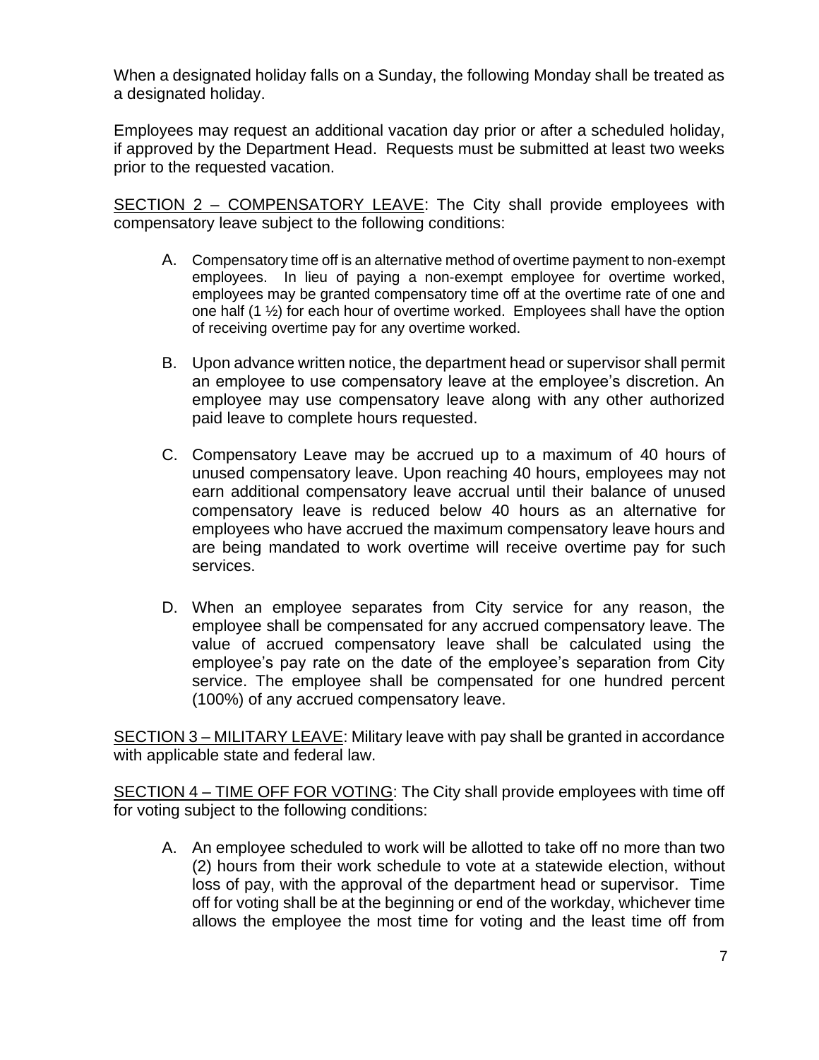When a designated holiday falls on a Sunday, the following Monday shall be treated as a designated holiday.

Employees may request an additional vacation day prior or after a scheduled holiday, if approved by the Department Head. Requests must be submitted at least two weeks prior to the requested vacation.

<u>SECTION 2 – COMPENSATORY LEAVE</u>: The City shall provide employees with compensatory leave subject to the following conditions:

A. Compensatory time off is an alternative method of overtime payment to non-exempt employees. In lieu of paying a non-exempt employee for overtime worked, employees may be granted compensatory time off at the overtime rate of one and one half (1 ½) for each hour of overtime worked. Employees shall have the option of receiving overtime pay for any overtime worked.

B. Upon advance written notice, the department head or supervisor shall permit an employee to use compensatory leave at the employee's discretion. An employee may use compensatory leave along with any other authorized paid leave to complete hours requested.

C. Compensatory Leave may be accrued up to a maximum of 40 hours of unused compensatory leave. Upon reaching 40 hours, employees may not earn additional compensatory leave accrual until their balance of unused compensatory leave is reduced below 40 hours as an alternative for employees who have accrued the maximum compensatory leave hours and are being mandated to work overtime will receive overtime pay for such services.

D. When an employee separates from City service for any reason, the employee shall be compensated for any accrued compensatory leave. The value of accrued compensatory leave shall be calculated using the employee's pay rate on the date of the employee's separation from City service. The employee shall be compensated for one hundred percent (100%) of any accrued compensatory leave.

<u>SECTION 3 – MILITARY LEAVE</u>: Military leave with pay shall be granted in accordance with applicable state and federal law.

<u>SECTION 4 – TIME OFF FOR VOTING</u>: The City shall provide employees with time off for voting subject to the following conditions:

A. An employee scheduled to work will be allotted to take off no more than two (2) hours from their work schedule to vote at a statewide election, without loss of pay, with the approval of the department head or supervisor. Time off for voting shall be at the beginning or end of the workday, whichever time allows the employee the most time for voting and the least time off from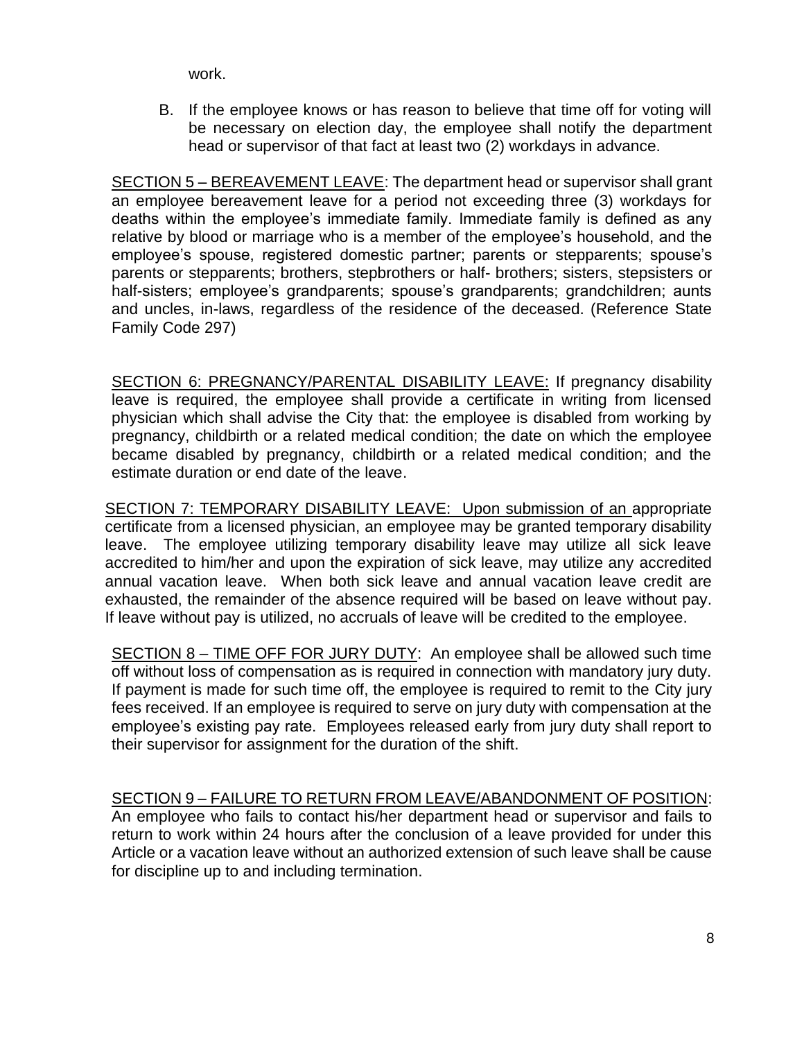work.

B. If the employee knows or has reason to believe that time off for voting will be necessary on election day, the employee shall notify the department head or supervisor of that fact at least two (2) workdays in advance.

SECTION 5 – BEREAVEMENT LEAVE: The department head or supervisor shall grant an employee bereavement leave for a period not exceeding three (3) workdays for deaths within the employee's immediate family. Immediate family is defined as any relative by blood or marriage who is a member of the employee's household, and the employee's spouse, registered domestic partner; parents or stepparents; spouse's parents or stepparents; brothers, stepbrothers or half- brothers; sisters, stepsisters or half-sisters; employee's grandparents; spouse's grandparents; grandchildren; aunts and uncles, in-laws, regardless of the residence of the deceased. (Reference State Family Code 297)

SECTION 6: PREGNANCY/PARENTAL DISABILITY LEAVE: If pregnancy disability leave is required, the employee shall provide a certificate in writing from licensed physician which shall advise the City that: the employee is disabled from working by pregnancy, childbirth or a related medical condition; the date on which the employee became disabled by pregnancy, childbirth or a related medical condition; and the estimate duration or end date of the leave.

SECTION 7: TEMPORARY DISABILITY LEAVE: Upon submission of an appropriate certificate from a licensed physician, an employee may be granted temporary disability leave. The employee utilizing temporary disability leave may utilize all sick leave accredited to him/her and upon the expiration of sick leave, may utilize any accredited annual vacation leave. When both sick leave and annual vacation leave credit are exhausted, the remainder of the absence required will be based on leave without pay. If leave without pay is utilized, no accruals of leave will be credited to the employee.

SECTION 8 – TIME OFF FOR JURY DUTY: An employee shall be allowed such time off without loss of compensation as is required in connection with mandatory jury duty. If payment is made for such time off, the employee is required to remit to the City jury fees received. If an employee is required to serve on jury duty with compensation at the employee's existing pay rate. Employees released early from jury duty shall report to their supervisor for assignment for the duration of the shift.

SECTION 9 – FAILURE TO RETURN FROM LEAVE/ABANDONMENT OF POSITION: An employee who fails to contact his/her department head or supervisor and fails to return to work within 24 hours after the conclusion of a leave provided for under this Article or a vacation leave without an authorized extension of such leave shall be cause for discipline up to and including termination.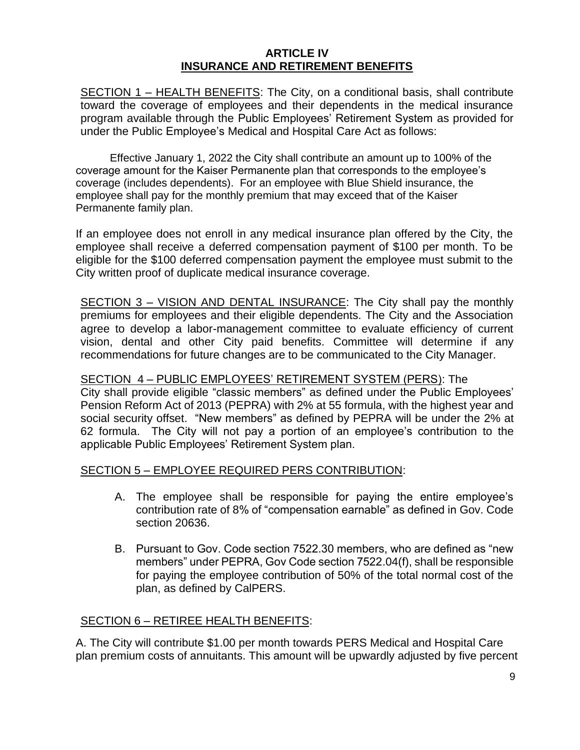## ARTICLE IV
## INSURANCE AND RETIREMENT BENEFITS

SECTION 1 – HEALTH BENEFITS: The City, on a conditional basis, shall contribute toward the coverage of employees and their dependents in the medical insurance program available through the Public Employees' Retirement System as provided for under the Public Employee's Medical and Hospital Care Act as follows:

Effective January 1, 2022 the City shall contribute an amount up to 100% of the coverage amount for the Kaiser Permanente plan that corresponds to the employee's coverage (includes dependents). For an employee with Blue Shield insurance, the employee shall pay for the monthly premium that may exceed that of the Kaiser Permanente family plan.

If an employee does not enroll in any medical insurance plan offered by the City, the employee shall receive a deferred compensation payment of $100 per month. To be eligible for the $100 deferred compensation payment the employee must submit to the City written proof of duplicate medical insurance coverage.

SECTION 3 – VISION AND DENTAL INSURANCE: The City shall pay the monthly premiums for employees and their eligible dependents. The City and the Association agree to develop a labor-management committee to evaluate efficiency of current vision, dental and other City paid benefits. Committee will determine if any recommendations for future changes are to be communicated to the City Manager.

SECTION 4 – PUBLIC EMPLOYEES' RETIREMENT SYSTEM (PERS): The City shall provide eligible "classic members" as defined under the Public Employees' Pension Reform Act of 2013 (PEPRA) with 2% at 55 formula, with the highest year and social security offset. "New members" as defined by PEPRA will be under the 2% at 62 formula. The City will not pay a portion of an employee's contribution to the applicable Public Employees' Retirement System plan.

SECTION 5 – EMPLOYEE REQUIRED PERS CONTRIBUTION:

A. The employee shall be responsible for paying the entire employee's contribution rate of 8% of "compensation earnable" as defined in Gov. Code section 20636.

B. Pursuant to Gov. Code section 7522.30 members, who are defined as "new members" under PEPRA, Gov Code section 7522.04(f), shall be responsible for paying the employee contribution of 50% of the total normal cost of the plan, as defined by CalPERS.

SECTION 6 – RETIREE HEALTH BENEFITS:

A. The City will contribute $1.00 per month towards PERS Medical and Hospital Care plan premium costs of annuitants. This amount will be upwardly adjusted by five percent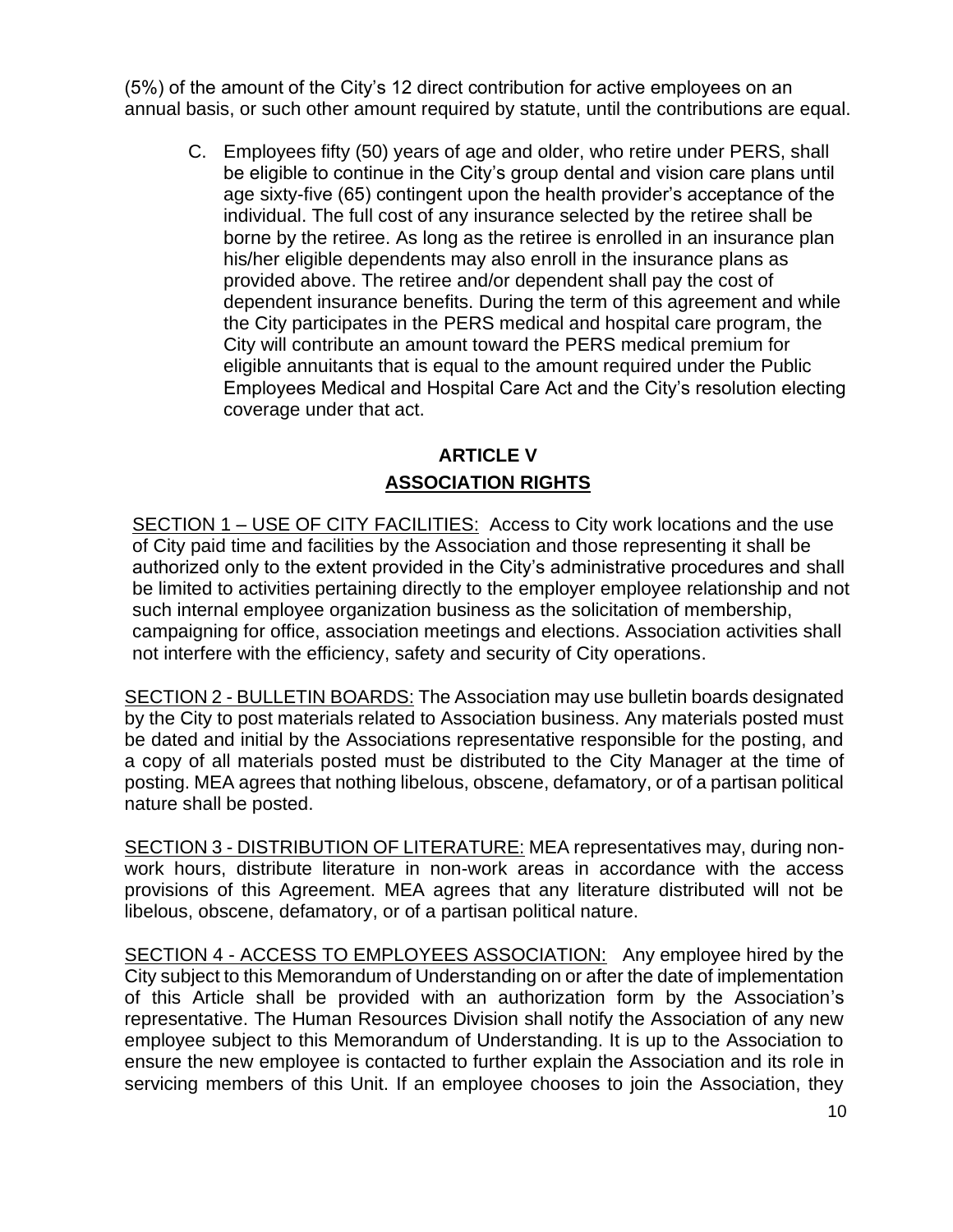(5%) of the amount of the City's 12 direct contribution for active employees on an annual basis, or such other amount required by statute, until the contributions are equal.

C. Employees fifty (50) years of age and older, who retire under PERS, shall be eligible to continue in the City's group dental and vision care plans until age sixty-five (65) contingent upon the health provider's acceptance of the individual. The full cost of any insurance selected by the retiree shall be borne by the retiree. As long as the retiree is enrolled in an insurance plan his/her eligible dependents may also enroll in the insurance plans as provided above. The retiree and/or dependent shall pay the cost of dependent insurance benefits. During the term of this agreement and while the City participates in the PERS medical and hospital care program, the City will contribute an amount toward the PERS medical premium for eligible annuitants that is equal to the amount required under the Public Employees Medical and Hospital Care Act and the City's resolution electing coverage under that act.

## ARTICLE V
## ASSOCIATION RIGHTS

SECTION 1 – USE OF CITY FACILITIES: Access to City work locations and the use of City paid time and facilities by the Association and those representing it shall be authorized only to the extent provided in the City's administrative procedures and shall be limited to activities pertaining directly to the employer employee relationship and not such internal employee organization business as the solicitation of membership, campaigning for office, association meetings and elections. Association activities shall not interfere with the efficiency, safety and security of City operations.

SECTION 2 - BULLETIN BOARDS: The Association may use bulletin boards designated by the City to post materials related to Association business. Any materials posted must be dated and initial by the Associations representative responsible for the posting, and a copy of all materials posted must be distributed to the City Manager at the time of posting. MEA agrees that nothing libelous, obscene, defamatory, or of a partisan political nature shall be posted.

SECTION 3 - DISTRIBUTION OF LITERATURE: MEA representatives may, during non-work hours, distribute literature in non-work areas in accordance with the access provisions of this Agreement. MEA agrees that any literature distributed will not be libelous, obscene, defamatory, or of a partisan political nature.

SECTION 4 - ACCESS TO EMPLOYEES ASSOCIATION: Any employee hired by the City subject to this Memorandum of Understanding on or after the date of implementation of this Article shall be provided with an authorization form by the Association's representative. The Human Resources Division shall notify the Association of any new employee subject to this Memorandum of Understanding. It is up to the Association to ensure the new employee is contacted to further explain the Association and its role in servicing members of this Unit. If an employee chooses to join the Association, they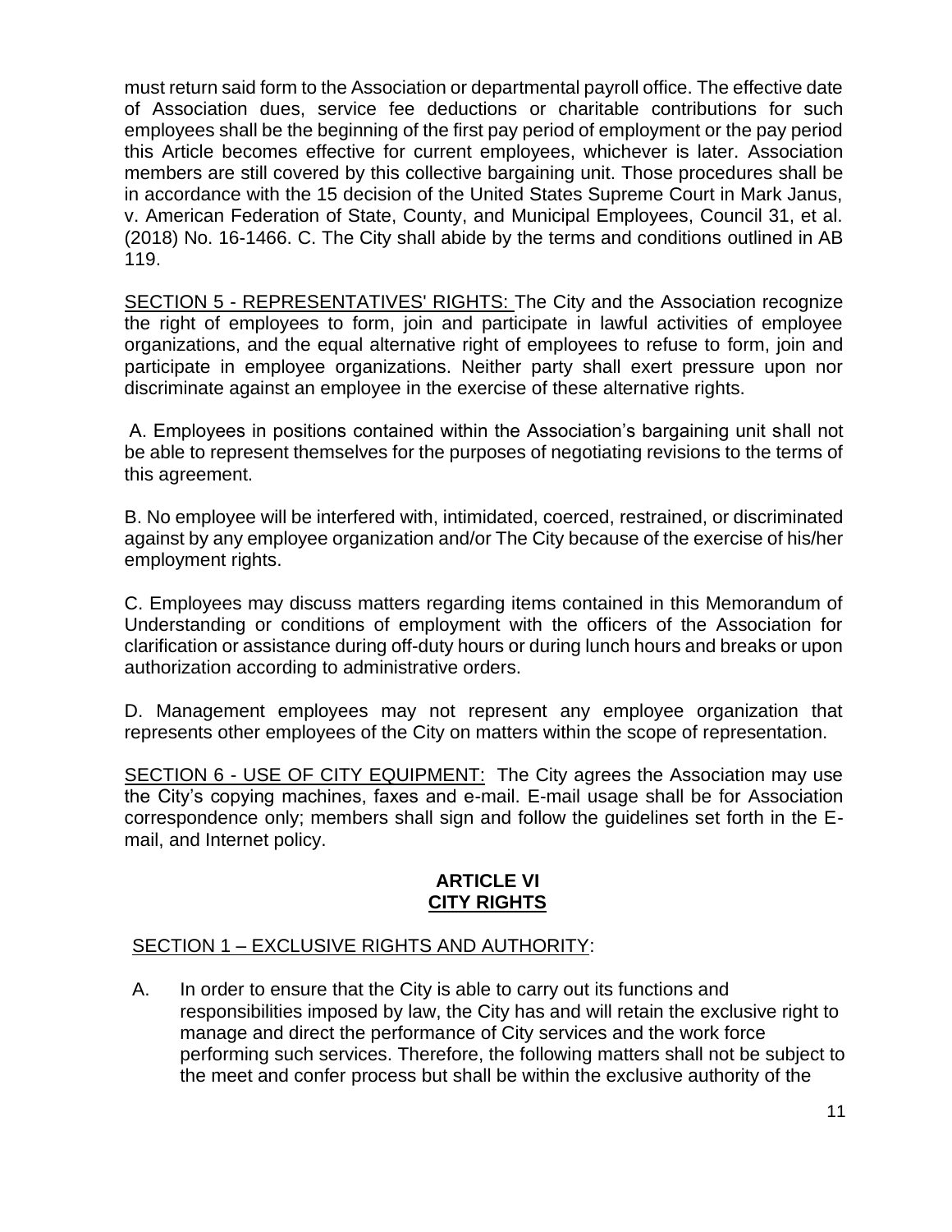must return said form to the Association or departmental payroll office. The effective date of Association dues, service fee deductions or charitable contributions for such employees shall be the beginning of the first pay period of employment or the pay period this Article becomes effective for current employees, whichever is later. Association members are still covered by this collective bargaining unit. Those procedures shall be in accordance with the 15 decision of the United States Supreme Court in Mark Janus, v. American Federation of State, County, and Municipal Employees, Council 31, et al. (2018) No. 16-1466. C. The City shall abide by the terms and conditions outlined in AB 119.

<u>SECTION 5 - REPRESENTATIVES' RIGHTS:</u> The City and the Association recognize the right of employees to form, join and participate in lawful activities of employee organizations, and the equal alternative right of employees to refuse to form, join and participate in employee organizations. Neither party shall exert pressure upon nor discriminate against an employee in the exercise of these alternative rights.

A. Employees in positions contained within the Association's bargaining unit shall not be able to represent themselves for the purposes of negotiating revisions to the terms of this agreement.

B. No employee will be interfered with, intimidated, coerced, restrained, or discriminated against by any employee organization and/or The City because of the exercise of his/her employment rights.

C. Employees may discuss matters regarding items contained in this Memorandum of Understanding or conditions of employment with the officers of the Association for clarification or assistance during off-duty hours or during lunch hours and breaks or upon authorization according to administrative orders.

D. Management employees may not represent any employee organization that represents other employees of the City on matters within the scope of representation.

<u>SECTION 6 - USE OF CITY EQUIPMENT:</u> The City agrees the Association may use the City's copying machines, faxes and e-mail. E-mail usage shall be for Association correspondence only; members shall sign and follow the guidelines set forth in the E-mail, and Internet policy.

## ARTICLE VI
## CITY RIGHTS

<u>SECTION 1 – EXCLUSIVE RIGHTS AND AUTHORITY</u>:

A. In order to ensure that the City is able to carry out its functions and responsibilities imposed by law, the City has and will retain the exclusive right to manage and direct the performance of City services and the work force performing such services. Therefore, the following matters shall not be subject to the meet and confer process but shall be within the exclusive authority of the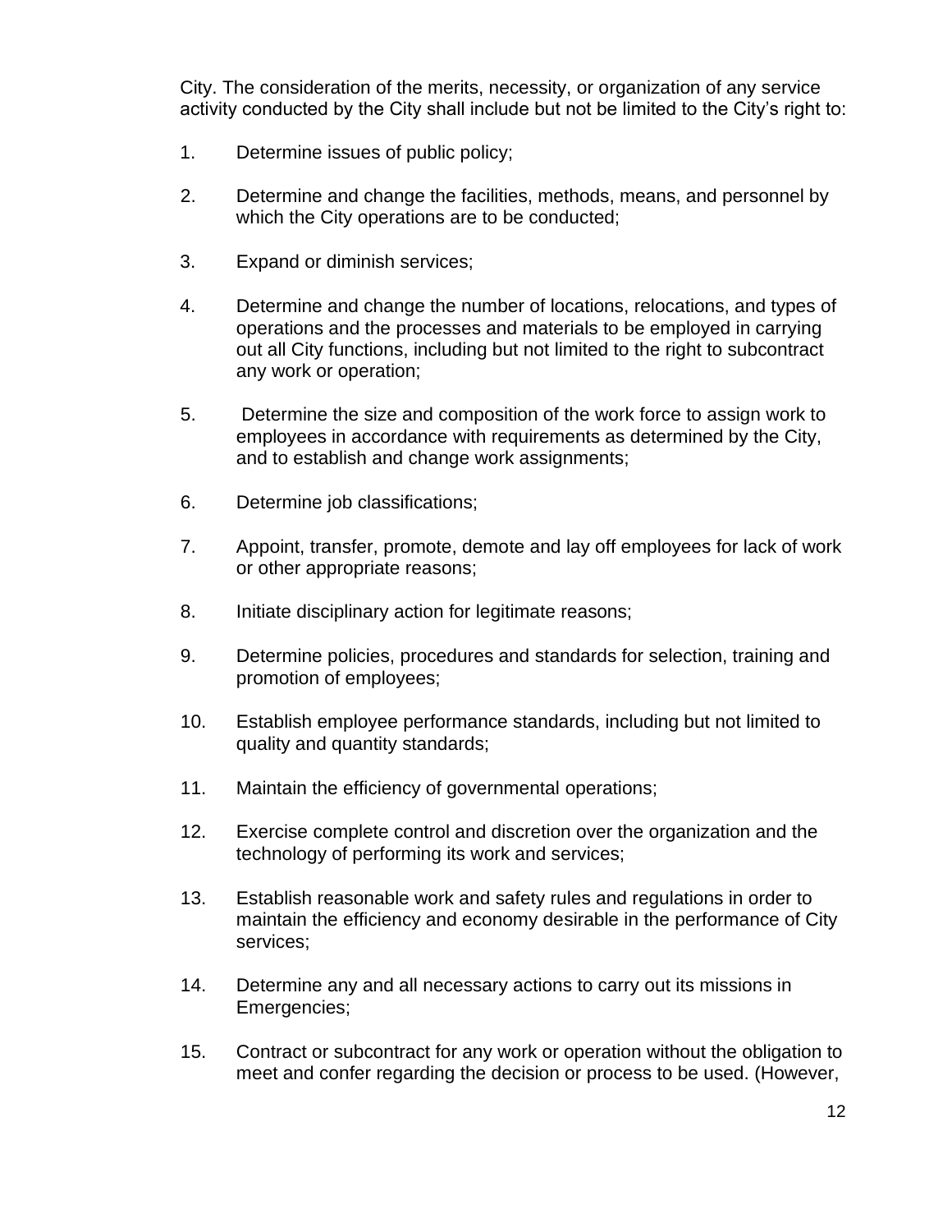City. The consideration of the merits, necessity, or organization of any service activity conducted by the City shall include but not be limited to the City's right to:

1. Determine issues of public policy;

2. Determine and change the facilities, methods, means, and personnel by which the City operations are to be conducted;

3. Expand or diminish services;

4. Determine and change the number of locations, relocations, and types of operations and the processes and materials to be employed in carrying out all City functions, including but not limited to the right to subcontract any work or operation;

5. Determine the size and composition of the work force to assign work to employees in accordance with requirements as determined by the City, and to establish and change work assignments;

6. Determine job classifications;

7. Appoint, transfer, promote, demote and lay off employees for lack of work or other appropriate reasons;

8. Initiate disciplinary action for legitimate reasons;

9. Determine policies, procedures and standards for selection, training and promotion of employees;

10. Establish employee performance standards, including but not limited to quality and quantity standards;

11. Maintain the efficiency of governmental operations;

12. Exercise complete control and discretion over the organization and the technology of performing its work and services;

13. Establish reasonable work and safety rules and regulations in order to maintain the efficiency and economy desirable in the performance of City services;

14. Determine any and all necessary actions to carry out its missions in Emergencies;

15. Contract or subcontract for any work or operation without the obligation to meet and confer regarding the decision or process to be used. (However,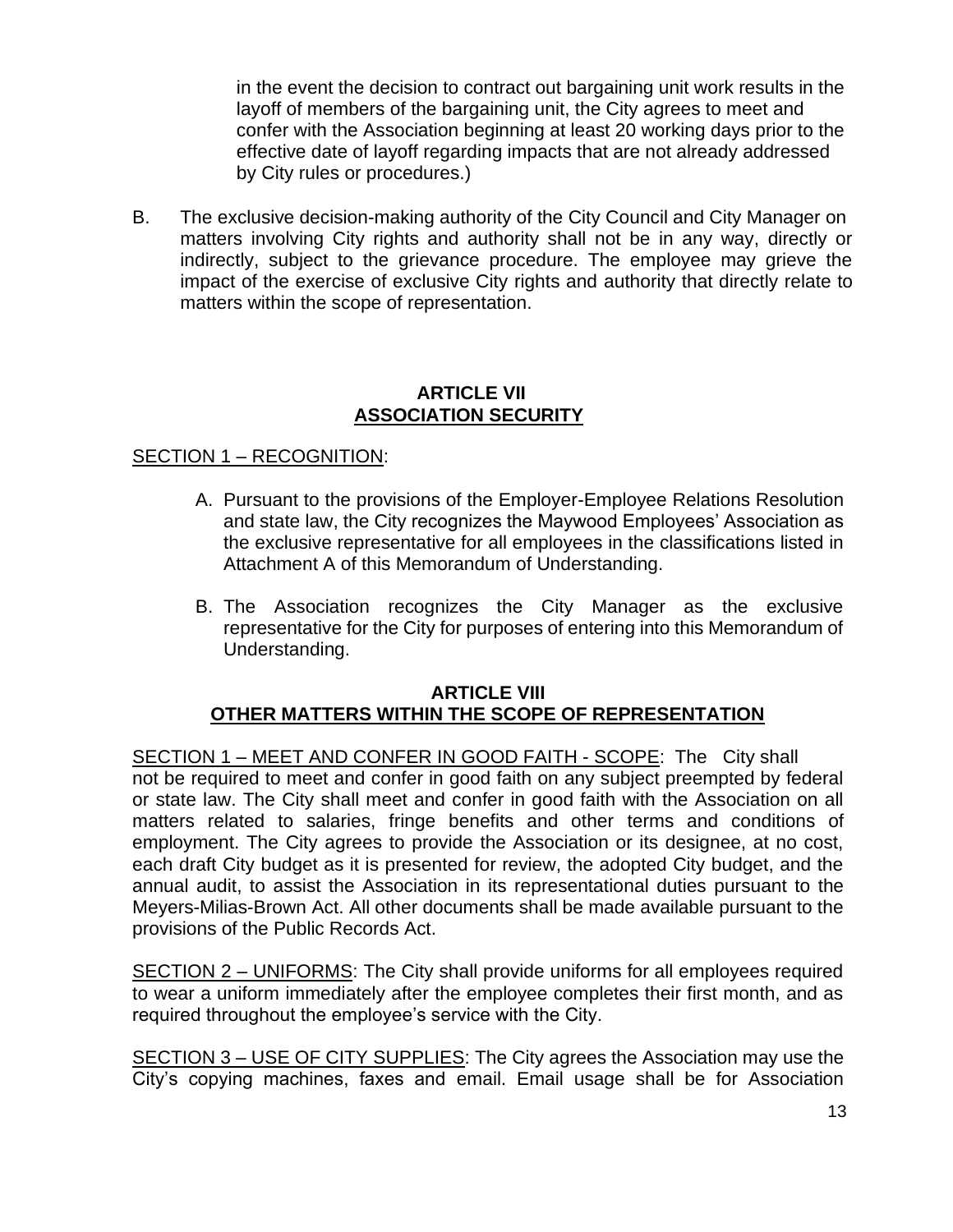in the event the decision to contract out bargaining unit work results in the layoff of members of the bargaining unit, the City agrees to meet and confer with the Association beginning at least 20 working days prior to the effective date of layoff regarding impacts that are not already addressed by City rules or procedures.)

B. The exclusive decision-making authority of the City Council and City Manager on matters involving City rights and authority shall not be in any way, directly or indirectly, subject to the grievance procedure. The employee may grieve the impact of the exercise of exclusive City rights and authority that directly relate to matters within the scope of representation.

## ARTICLE VII
## ASSOCIATION SECURITY

SECTION 1 – RECOGNITION:

A. Pursuant to the provisions of the Employer-Employee Relations Resolution and state law, the City recognizes the Maywood Employees' Association as the exclusive representative for all employees in the classifications listed in Attachment A of this Memorandum of Understanding.

B. The Association recognizes the City Manager as the exclusive representative for the City for purposes of entering into this Memorandum of Understanding.

## ARTICLE VIII
## OTHER MATTERS WITHIN THE SCOPE OF REPRESENTATION

SECTION 1 – MEET AND CONFER IN GOOD FAITH - SCOPE: The City shall not be required to meet and confer in good faith on any subject preempted by federal or state law. The City shall meet and confer in good faith with the Association on all matters related to salaries, fringe benefits and other terms and conditions of employment. The City agrees to provide the Association or its designee, at no cost, each draft City budget as it is presented for review, the adopted City budget, and the annual audit, to assist the Association in its representational duties pursuant to the Meyers-Milias-Brown Act. All other documents shall be made available pursuant to the provisions of the Public Records Act.

SECTION 2 – UNIFORMS: The City shall provide uniforms for all employees required to wear a uniform immediately after the employee completes their first month, and as required throughout the employee's service with the City.

SECTION 3 – USE OF CITY SUPPLIES: The City agrees the Association may use the City's copying machines, faxes and email. Email usage shall be for Association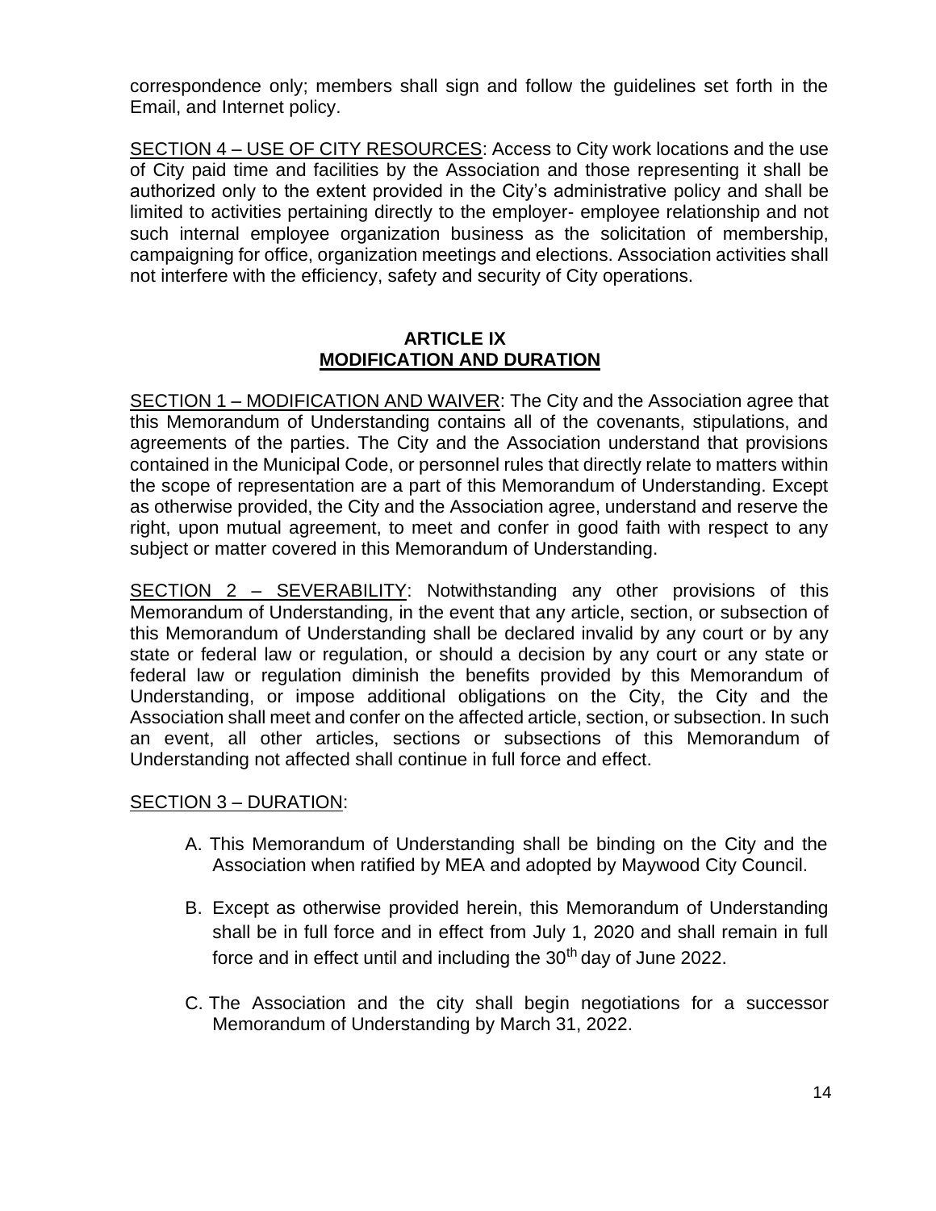correspondence only; members shall sign and follow the guidelines set forth in the Email, and Internet policy.

<u>SECTION 4 – USE OF CITY RESOURCES</u>: Access to City work locations and the use of City paid time and facilities by the Association and those representing it shall be authorized only to the extent provided in the City's administrative policy and shall be limited to activities pertaining directly to the employer- employee relationship and not such internal employee organization business as the solicitation of membership, campaigning for office, organization meetings and elections. Association activities shall not interfere with the efficiency, safety and security of City operations.

## ARTICLE IX
## MODIFICATION AND DURATION

<u>SECTION 1 – MODIFICATION AND WAIVER</u>: The City and the Association agree that this Memorandum of Understanding contains all of the covenants, stipulations, and agreements of the parties. The City and the Association understand that provisions contained in the Municipal Code, or personnel rules that directly relate to matters within the scope of representation are a part of this Memorandum of Understanding. Except as otherwise provided, the City and the Association agree, understand and reserve the right, upon mutual agreement, to meet and confer in good faith with respect to any subject or matter covered in this Memorandum of Understanding.

<u>SECTION 2 – SEVERABILITY</u>: Notwithstanding any other provisions of this Memorandum of Understanding, in the event that any article, section, or subsection of this Memorandum of Understanding shall be declared invalid by any court or by any state or federal law or regulation, or should a decision by any court or any state or federal law or regulation diminish the benefits provided by this Memorandum of Understanding, or impose additional obligations on the City, the City and the Association shall meet and confer on the affected article, section, or subsection. In such an event, all other articles, sections or subsections of this Memorandum of Understanding not affected shall continue in full force and effect.

<u>SECTION 3 – DURATION</u>:

A. This Memorandum of Understanding shall be binding on the City and the Association when ratified by MEA and adopted by Maywood City Council.

B. Except as otherwise provided herein, this Memorandum of Understanding shall be in full force and in effect from July 1, 2020 and shall remain in full force and in effect until and including the 30th day of June 2022.

C. The Association and the city shall begin negotiations for a successor Memorandum of Understanding by March 31, 2022.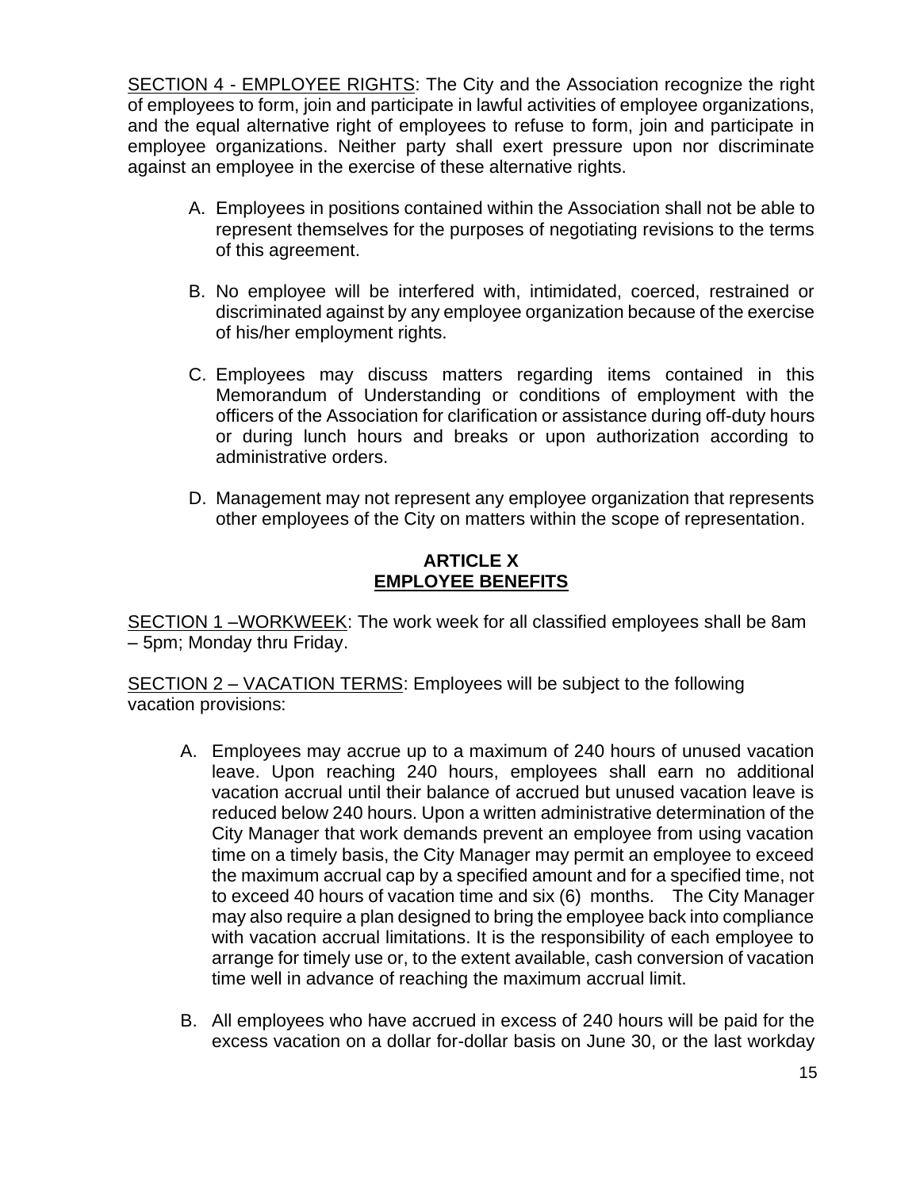<u>SECTION 4 - EMPLOYEE RIGHTS</u>: The City and the Association recognize the right of employees to form, join and participate in lawful activities of employee organizations, and the equal alternative right of employees to refuse to form, join and participate in employee organizations. Neither party shall exert pressure upon nor discriminate against an employee in the exercise of these alternative rights.

A. Employees in positions contained within the Association shall not be able to represent themselves for the purposes of negotiating revisions to the terms of this agreement.

B. No employee will be interfered with, intimidated, coerced, restrained or discriminated against by any employee organization because of the exercise of his/her employment rights.

C. Employees may discuss matters regarding items contained in this Memorandum of Understanding or conditions of employment with the officers of the Association for clarification or assistance during off-duty hours or during lunch hours and breaks or upon authorization according to administrative orders.

D. Management may not represent any employee organization that represents other employees of the City on matters within the scope of representation.

## ARTICLE X
## <u>EMPLOYEE BENEFITS</u>

<u>SECTION 1 –WORKWEEK</u>: The work week for all classified employees shall be 8am – 5pm; Monday thru Friday.

<u>SECTION 2 – VACATION TERMS</u>: Employees will be subject to the following vacation provisions:

A. Employees may accrue up to a maximum of 240 hours of unused vacation leave. Upon reaching 240 hours, employees shall earn no additional vacation accrual until their balance of accrued but unused vacation leave is reduced below 240 hours. Upon a written administrative determination of the City Manager that work demands prevent an employee from using vacation time on a timely basis, the City Manager may permit an employee to exceed the maximum accrual cap by a specified amount and for a specified time, not to exceed 40 hours of vacation time and six (6) months. The City Manager may also require a plan designed to bring the employee back into compliance with vacation accrual limitations. It is the responsibility of each employee to arrange for timely use or, to the extent available, cash conversion of vacation time well in advance of reaching the maximum accrual limit.

B. All employees who have accrued in excess of 240 hours will be paid for the excess vacation on a dollar for-dollar basis on June 30, or the last workday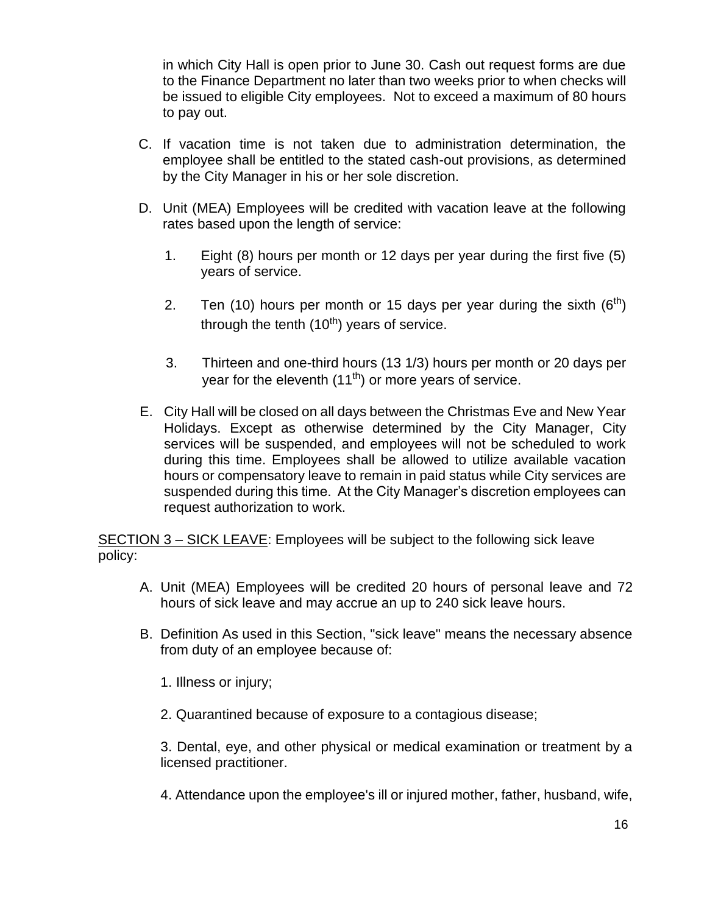in which City Hall is open prior to June 30. Cash out request forms are due to the Finance Department no later than two weeks prior to when checks will be issued to eligible City employees. Not to exceed a maximum of 80 hours to pay out.

C. If vacation time is not taken due to administration determination, the employee shall be entitled to the stated cash-out provisions, as determined by the City Manager in his or her sole discretion.

D. Unit (MEA) Employees will be credited with vacation leave at the following rates based upon the length of service:

   1. Eight (8) hours per month or 12 days per year during the first five (5) years of service.

   2. Ten (10) hours per month or 15 days per year during the sixth ($6^{th}$) through the tenth ($10^{th}$) years of service.

   3. Thirteen and one-third hours (13 1/3) hours per month or 20 days per year for the eleventh ($11^{th}$) or more years of service.

E. City Hall will be closed on all days between the Christmas Eve and New Year Holidays. Except as otherwise determined by the City Manager, City services will be suspended, and employees will not be scheduled to work during this time. Employees shall be allowed to utilize available vacation hours or compensatory leave to remain in paid status while City services are suspended during this time. At the City Manager's discretion employees can request authorization to work.

<u>SECTION 3 – SICK LEAVE</u>: Employees will be subject to the following sick leave policy:

A. Unit (MEA) Employees will be credited 20 hours of personal leave and 72 hours of sick leave and may accrue an up to 240 sick leave hours.

B. Definition As used in this Section, "sick leave" means the necessary absence from duty of an employee because of:

   1. Illness or injury;

   2. Quarantined because of exposure to a contagious disease;

   3. Dental, eye, and other physical or medical examination or treatment by a licensed practitioner.

   4. Attendance upon the employee's ill or injured mother, father, husband, wife,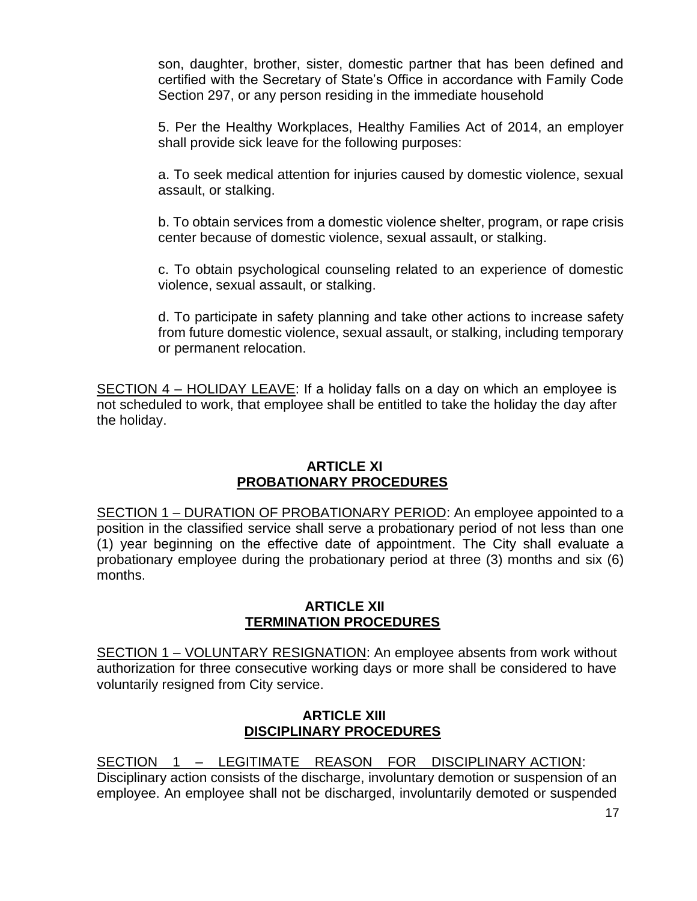son, daughter, brother, sister, domestic partner that has been defined and certified with the Secretary of State's Office in accordance with Family Code Section 297, or any person residing in the immediate household

5. Per the Healthy Workplaces, Healthy Families Act of 2014, an employer shall provide sick leave for the following purposes:

a. To seek medical attention for injuries caused by domestic violence, sexual assault, or stalking.

b. To obtain services from a domestic violence shelter, program, or rape crisis center because of domestic violence, sexual assault, or stalking.

c. To obtain psychological counseling related to an experience of domestic violence, sexual assault, or stalking.

d. To participate in safety planning and take other actions to increase safety from future domestic violence, sexual assault, or stalking, including temporary or permanent relocation.

<u>SECTION 4 – HOLIDAY LEAVE</u>: If a holiday falls on a day on which an employee is not scheduled to work, that employee shall be entitled to take the holiday the day after the holiday.

## ARTICLE XI
## PROBATIONARY PROCEDURES

<u>SECTION 1 – DURATION OF PROBATIONARY PERIOD</u>: An employee appointed to a position in the classified service shall serve a probationary period of not less than one (1) year beginning on the effective date of appointment. The City shall evaluate a probationary employee during the probationary period at three (3) months and six (6) months.

## ARTICLE XII
## TERMINATION PROCEDURES

<u>SECTION 1 – VOLUNTARY RESIGNATION</u>: An employee absents from work without authorization for three consecutive working days or more shall be considered to have voluntarily resigned from City service.

## ARTICLE XIII
## DISCIPLINARY PROCEDURES

<u>SECTION 1 – LEGITIMATE REASON FOR DISCIPLINARY ACTION</u>: Disciplinary action consists of the discharge, involuntary demotion or suspension of an employee. An employee shall not be discharged, involuntarily demoted or suspended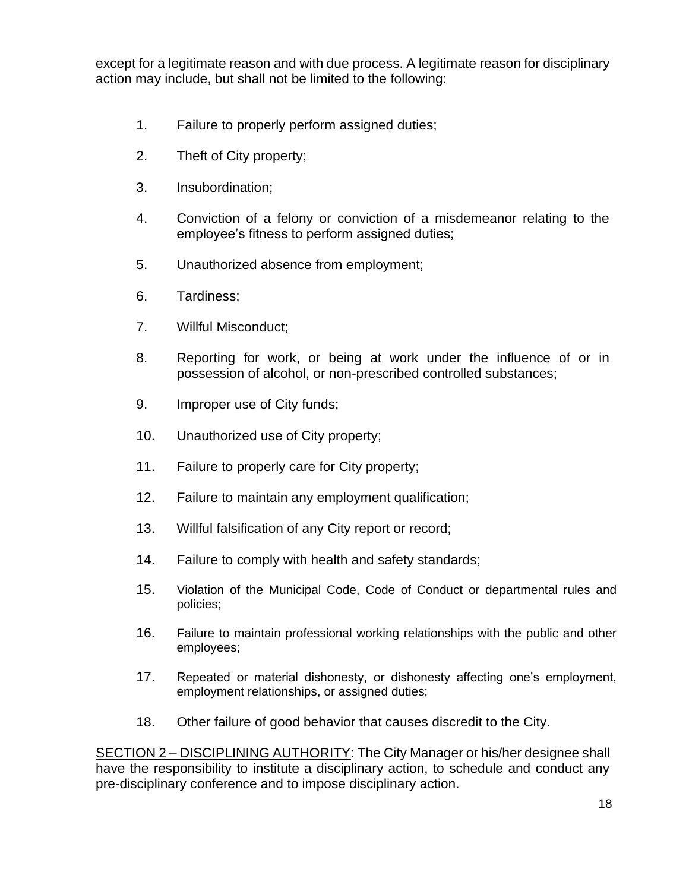except for a legitimate reason and with due process. A legitimate reason for disciplinary action may include, but shall not be limited to the following:

1. Failure to properly perform assigned duties;
2. Theft of City property;
3. Insubordination;
4. Conviction of a felony or conviction of a misdemeanor relating to the employee's fitness to perform assigned duties;
5. Unauthorized absence from employment;
6. Tardiness;
7. Willful Misconduct;
8. Reporting for work, or being at work under the influence of or in possession of alcohol, or non-prescribed controlled substances;
9. Improper use of City funds;
10. Unauthorized use of City property;
11. Failure to properly care for City property;
12. Failure to maintain any employment qualification;
13. Willful falsification of any City report or record;
14. Failure to comply with health and safety standards;
15. Violation of the Municipal Code, Code of Conduct or departmental rules and policies;
16. Failure to maintain professional working relationships with the public and other employees;
17. Repeated or material dishonesty, or dishonesty affecting one's employment, employment relationships, or assigned duties;
18. Other failure of good behavior that causes discredit to the City.

<u>SECTION 2 – DISCIPLINING AUTHORITY</u>: The City Manager or his/her designee shall have the responsibility to institute a disciplinary action, to schedule and conduct any pre-disciplinary conference and to impose disciplinary action.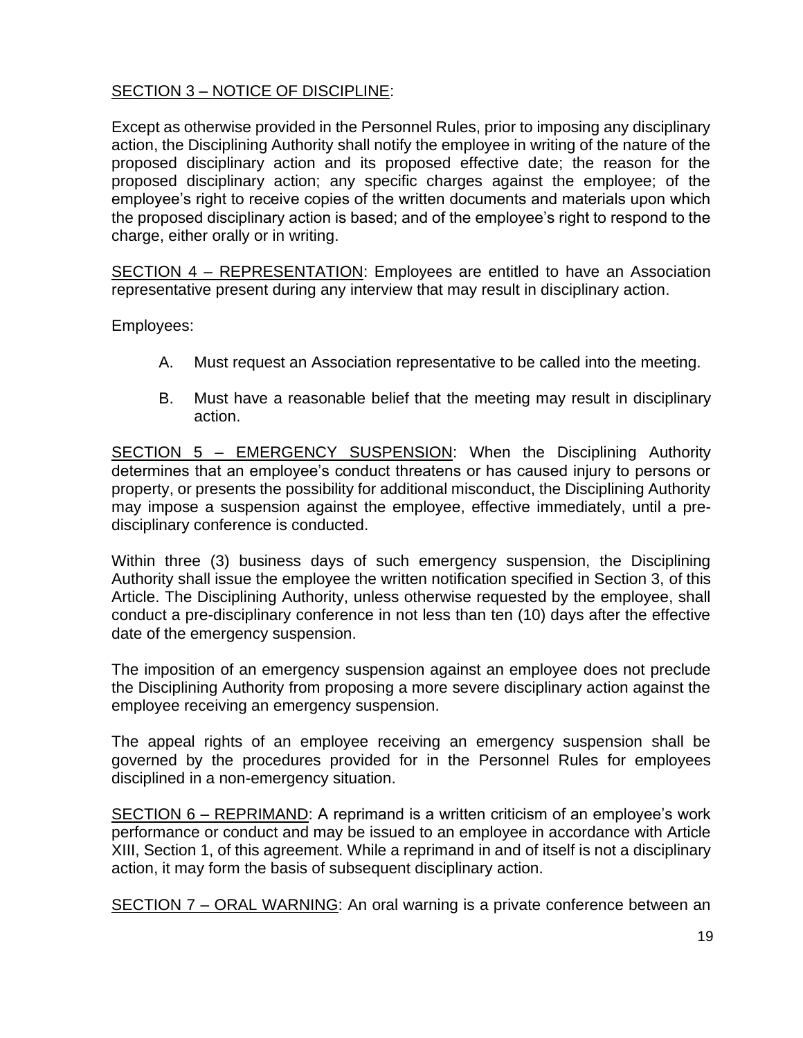<u>SECTION 3 – NOTICE OF DISCIPLINE</u>:

Except as otherwise provided in the Personnel Rules, prior to imposing any disciplinary action, the Disciplining Authority shall notify the employee in writing of the nature of the proposed disciplinary action and its proposed effective date; the reason for the proposed disciplinary action; any specific charges against the employee; of the employee's right to receive copies of the written documents and materials upon which the proposed disciplinary action is based; and of the employee's right to respond to the charge, either orally or in writing.

<u>SECTION 4 – REPRESENTATION</u>: Employees are entitled to have an Association representative present during any interview that may result in disciplinary action.

Employees:

A. Must request an Association representative to be called into the meeting.

B. Must have a reasonable belief that the meeting may result in disciplinary action.

<u>SECTION 5 – EMERGENCY SUSPENSION</u>: When the Disciplining Authority determines that an employee's conduct threatens or has caused injury to persons or property, or presents the possibility for additional misconduct, the Disciplining Authority may impose a suspension against the employee, effective immediately, until a pre-disciplinary conference is conducted.

Within three (3) business days of such emergency suspension, the Disciplining Authority shall issue the employee the written notification specified in Section 3, of this Article. The Disciplining Authority, unless otherwise requested by the employee, shall conduct a pre-disciplinary conference in not less than ten (10) days after the effective date of the emergency suspension.

The imposition of an emergency suspension against an employee does not preclude the Disciplining Authority from proposing a more severe disciplinary action against the employee receiving an emergency suspension.

The appeal rights of an employee receiving an emergency suspension shall be governed by the procedures provided for in the Personnel Rules for employees disciplined in a non-emergency situation.

<u>SECTION 6 – REPRIMAND</u>: A reprimand is a written criticism of an employee's work performance or conduct and may be issued to an employee in accordance with Article XIII, Section 1, of this agreement. While a reprimand in and of itself is not a disciplinary action, it may form the basis of subsequent disciplinary action.

<u>SECTION 7 – ORAL WARNING</u>: An oral warning is a private conference between an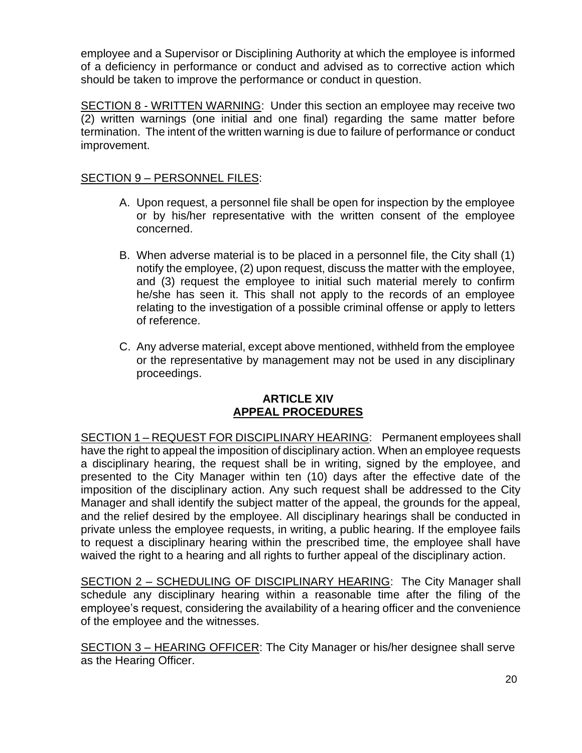employee and a Supervisor or Disciplining Authority at which the employee is informed of a deficiency in performance or conduct and advised as to corrective action which should be taken to improve the performance or conduct in question.

SECTION 8 - WRITTEN WARNING: Under this section an employee may receive two (2) written warnings (one initial and one final) regarding the same matter before termination. The intent of the written warning is due to failure of performance or conduct improvement.

SECTION 9 – PERSONNEL FILES:

A. Upon request, a personnel file shall be open for inspection by the employee or by his/her representative with the written consent of the employee concerned.

B. When adverse material is to be placed in a personnel file, the City shall (1) notify the employee, (2) upon request, discuss the matter with the employee, and (3) request the employee to initial such material merely to confirm he/she has seen it. This shall not apply to the records of an employee relating to the investigation of a possible criminal offense or apply to letters of reference.

C. Any adverse material, except above mentioned, withheld from the employee or the representative by management may not be used in any disciplinary proceedings.

## ARTICLE XIV
## APPEAL PROCEDURES

SECTION 1 – REQUEST FOR DISCIPLINARY HEARING: Permanent employees shall have the right to appeal the imposition of disciplinary action. When an employee requests a disciplinary hearing, the request shall be in writing, signed by the employee, and presented to the City Manager within ten (10) days after the effective date of the imposition of the disciplinary action. Any such request shall be addressed to the City Manager and shall identify the subject matter of the appeal, the grounds for the appeal, and the relief desired by the employee. All disciplinary hearings shall be conducted in private unless the employee requests, in writing, a public hearing. If the employee fails to request a disciplinary hearing within the prescribed time, the employee shall have waived the right to a hearing and all rights to further appeal of the disciplinary action.

SECTION 2 – SCHEDULING OF DISCIPLINARY HEARING: The City Manager shall schedule any disciplinary hearing within a reasonable time after the filing of the employee's request, considering the availability of a hearing officer and the convenience of the employee and the witnesses.

SECTION 3 – HEARING OFFICER: The City Manager or his/her designee shall serve as the Hearing Officer.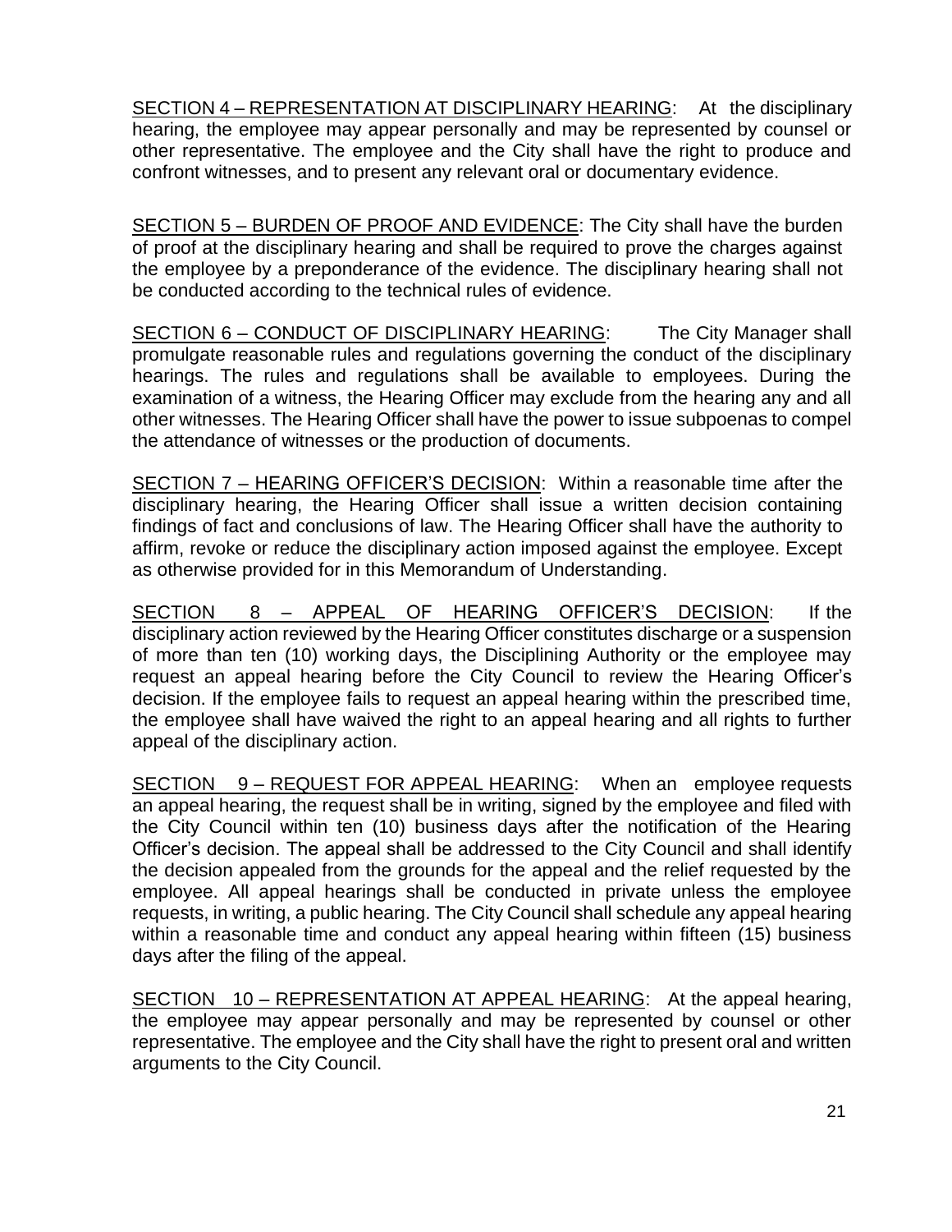<u>SECTION 4 – REPRESENTATION AT DISCIPLINARY HEARING</u>: At the disciplinary hearing, the employee may appear personally and may be represented by counsel or other representative. The employee and the City shall have the right to produce and confront witnesses, and to present any relevant oral or documentary evidence.

<u>SECTION 5 – BURDEN OF PROOF AND EVIDENCE</u>: The City shall have the burden of proof at the disciplinary hearing and shall be required to prove the charges against the employee by a preponderance of the evidence. The disciplinary hearing shall not be conducted according to the technical rules of evidence.

<u>SECTION 6 – CONDUCT OF DISCIPLINARY HEARING</u>: The City Manager shall promulgate reasonable rules and regulations governing the conduct of the disciplinary hearings. The rules and regulations shall be available to employees. During the examination of a witness, the Hearing Officer may exclude from the hearing any and all other witnesses. The Hearing Officer shall have the power to issue subpoenas to compel the attendance of witnesses or the production of documents.

<u>SECTION 7 – HEARING OFFICER'S DECISION</u>: Within a reasonable time after the disciplinary hearing, the Hearing Officer shall issue a written decision containing findings of fact and conclusions of law. The Hearing Officer shall have the authority to affirm, revoke or reduce the disciplinary action imposed against the employee. Except as otherwise provided for in this Memorandum of Understanding.

<u>SECTION 8 – APPEAL OF HEARING OFFICER'S DECISION</u>: If the disciplinary action reviewed by the Hearing Officer constitutes discharge or a suspension of more than ten (10) working days, the Disciplining Authority or the employee may request an appeal hearing before the City Council to review the Hearing Officer's decision. If the employee fails to request an appeal hearing within the prescribed time, the employee shall have waived the right to an appeal hearing and all rights to further appeal of the disciplinary action.

<u>SECTION 9 – REQUEST FOR APPEAL HEARING</u>: When an employee requests an appeal hearing, the request shall be in writing, signed by the employee and filed with the City Council within ten (10) business days after the notification of the Hearing Officer's decision. The appeal shall be addressed to the City Council and shall identify the decision appealed from the grounds for the appeal and the relief requested by the employee. All appeal hearings shall be conducted in private unless the employee requests, in writing, a public hearing. The City Council shall schedule any appeal hearing within a reasonable time and conduct any appeal hearing within fifteen (15) business days after the filing of the appeal.

<u>SECTION 10 – REPRESENTATION AT APPEAL HEARING</u>: At the appeal hearing, the employee may appear personally and may be represented by counsel or other representative. The employee and the City shall have the right to present oral and written arguments to the City Council.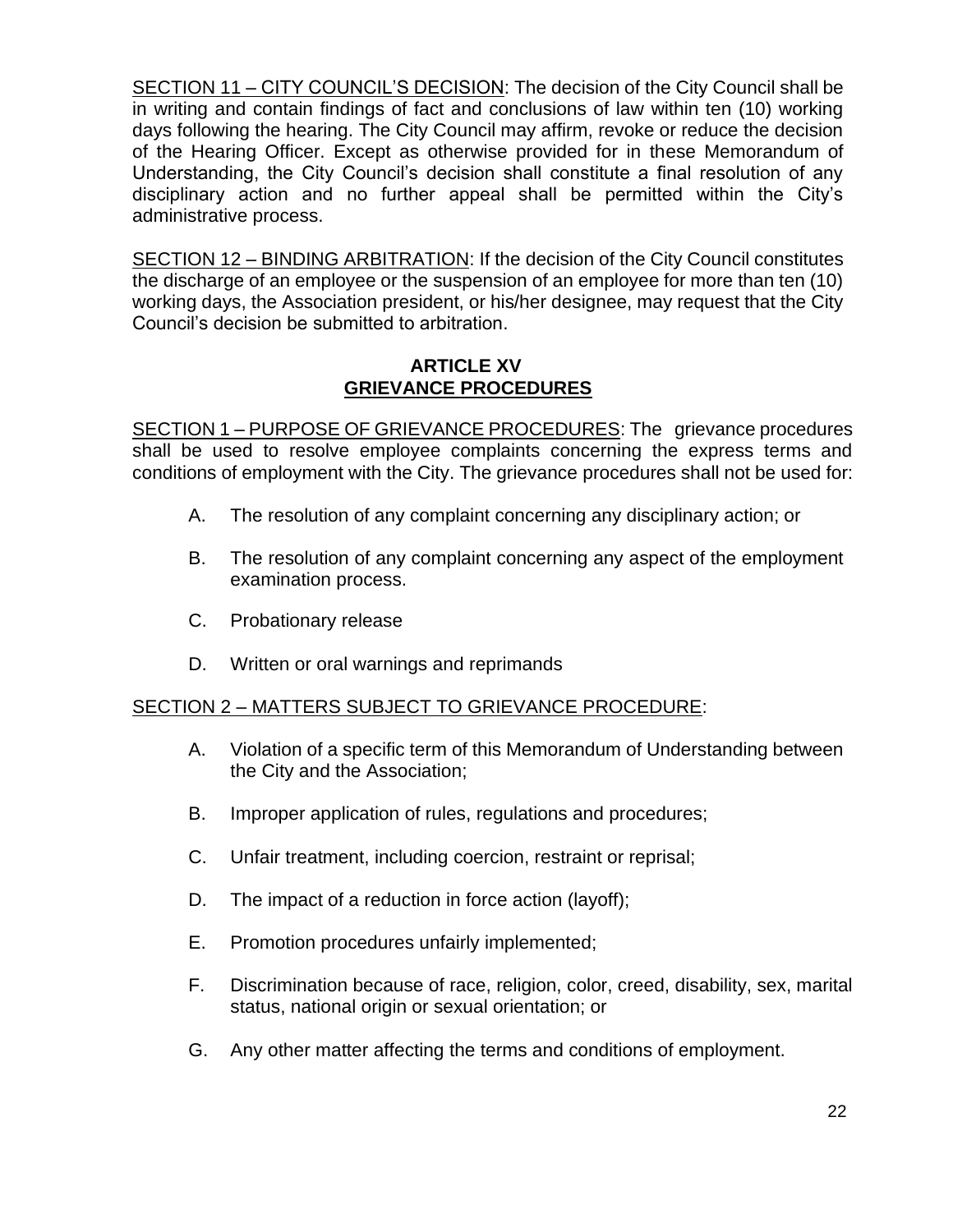SECTION 11 – CITY COUNCIL'S DECISION: The decision of the City Council shall be in writing and contain findings of fact and conclusions of law within ten (10) working days following the hearing. The City Council may affirm, revoke or reduce the decision of the Hearing Officer. Except as otherwise provided for in these Memorandum of Understanding, the City Council's decision shall constitute a final resolution of any disciplinary action and no further appeal shall be permitted within the City's administrative process.

SECTION 12 – BINDING ARBITRATION: If the decision of the City Council constitutes the discharge of an employee or the suspension of an employee for more than ten (10) working days, the Association president, or his/her designee, may request that the City Council's decision be submitted to arbitration.

## ARTICLE XV
## GRIEVANCE PROCEDURES

SECTION 1 – PURPOSE OF GRIEVANCE PROCEDURES: The grievance procedures shall be used to resolve employee complaints concerning the express terms and conditions of employment with the City. The grievance procedures shall not be used for:

A. The resolution of any complaint concerning any disciplinary action; or

B. The resolution of any complaint concerning any aspect of the employment examination process.

C. Probationary release

D. Written or oral warnings and reprimands

SECTION 2 – MATTERS SUBJECT TO GRIEVANCE PROCEDURE:

A. Violation of a specific term of this Memorandum of Understanding between the City and the Association;

B. Improper application of rules, regulations and procedures;

C. Unfair treatment, including coercion, restraint or reprisal;

D. The impact of a reduction in force action (layoff);

E. Promotion procedures unfairly implemented;

F. Discrimination because of race, religion, color, creed, disability, sex, marital status, national origin or sexual orientation; or

G. Any other matter affecting the terms and conditions of employment.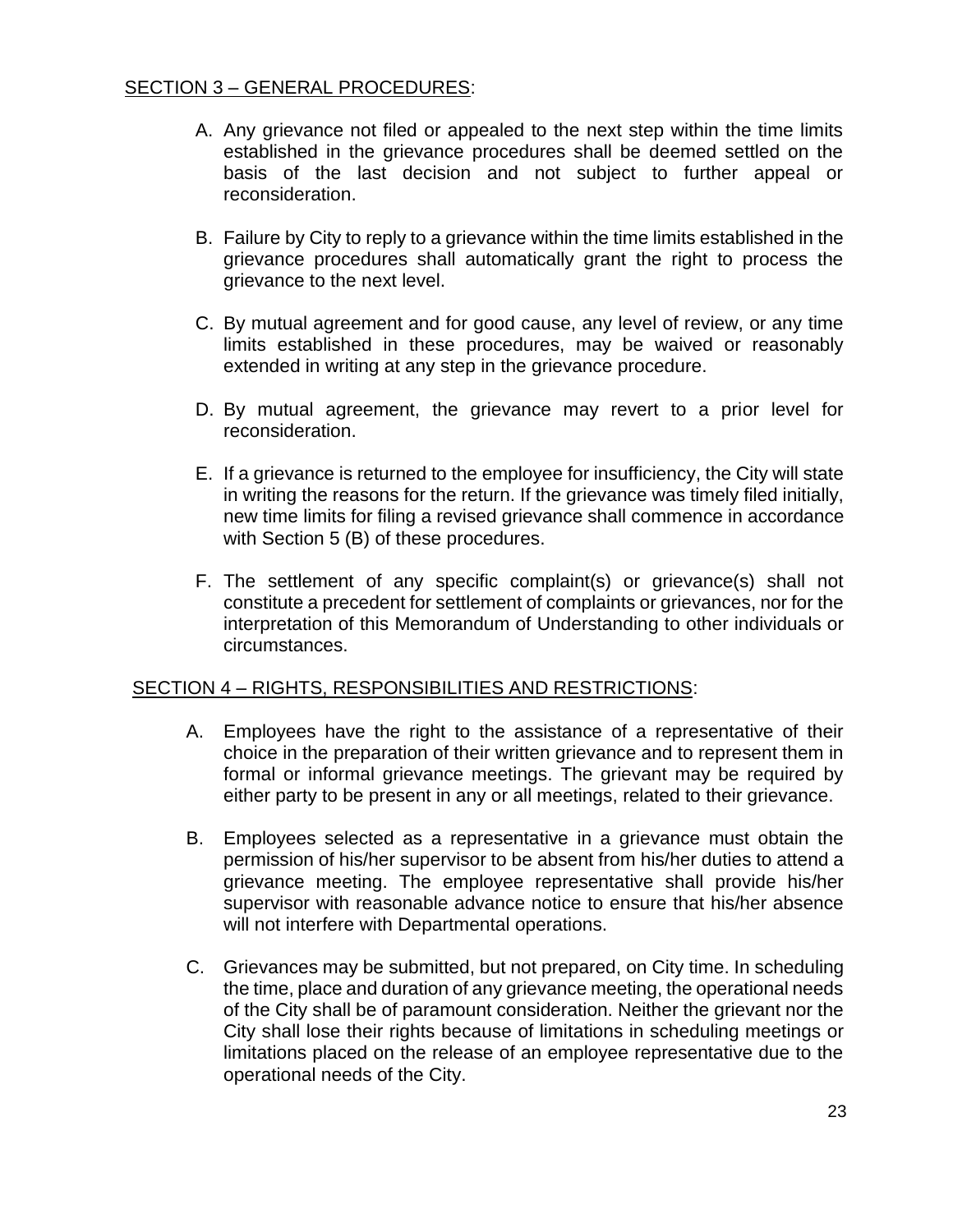SECTION 3 – GENERAL PROCEDURES:

A. Any grievance not filed or appealed to the next step within the time limits established in the grievance procedures shall be deemed settled on the basis of the last decision and not subject to further appeal or reconsideration.

B. Failure by City to reply to a grievance within the time limits established in the grievance procedures shall automatically grant the right to process the grievance to the next level.

C. By mutual agreement and for good cause, any level of review, or any time limits established in these procedures, may be waived or reasonably extended in writing at any step in the grievance procedure.

D. By mutual agreement, the grievance may revert to a prior level for reconsideration.

E. If a grievance is returned to the employee for insufficiency, the City will state in writing the reasons for the return. If the grievance was timely filed initially, new time limits for filing a revised grievance shall commence in accordance with Section 5 (B) of these procedures.

F. The settlement of any specific complaint(s) or grievance(s) shall not constitute a precedent for settlement of complaints or grievances, nor for the interpretation of this Memorandum of Understanding to other individuals or circumstances.

SECTION 4 – RIGHTS, RESPONSIBILITIES AND RESTRICTIONS:

A. Employees have the right to the assistance of a representative of their choice in the preparation of their written grievance and to represent them in formal or informal grievance meetings. The grievant may be required by either party to be present in any or all meetings, related to their grievance.

B. Employees selected as a representative in a grievance must obtain the permission of his/her supervisor to be absent from his/her duties to attend a grievance meeting. The employee representative shall provide his/her supervisor with reasonable advance notice to ensure that his/her absence will not interfere with Departmental operations.

C. Grievances may be submitted, but not prepared, on City time. In scheduling the time, place and duration of any grievance meeting, the operational needs of the City shall be of paramount consideration. Neither the grievant nor the City shall lose their rights because of limitations in scheduling meetings or limitations placed on the release of an employee representative due to the operational needs of the City.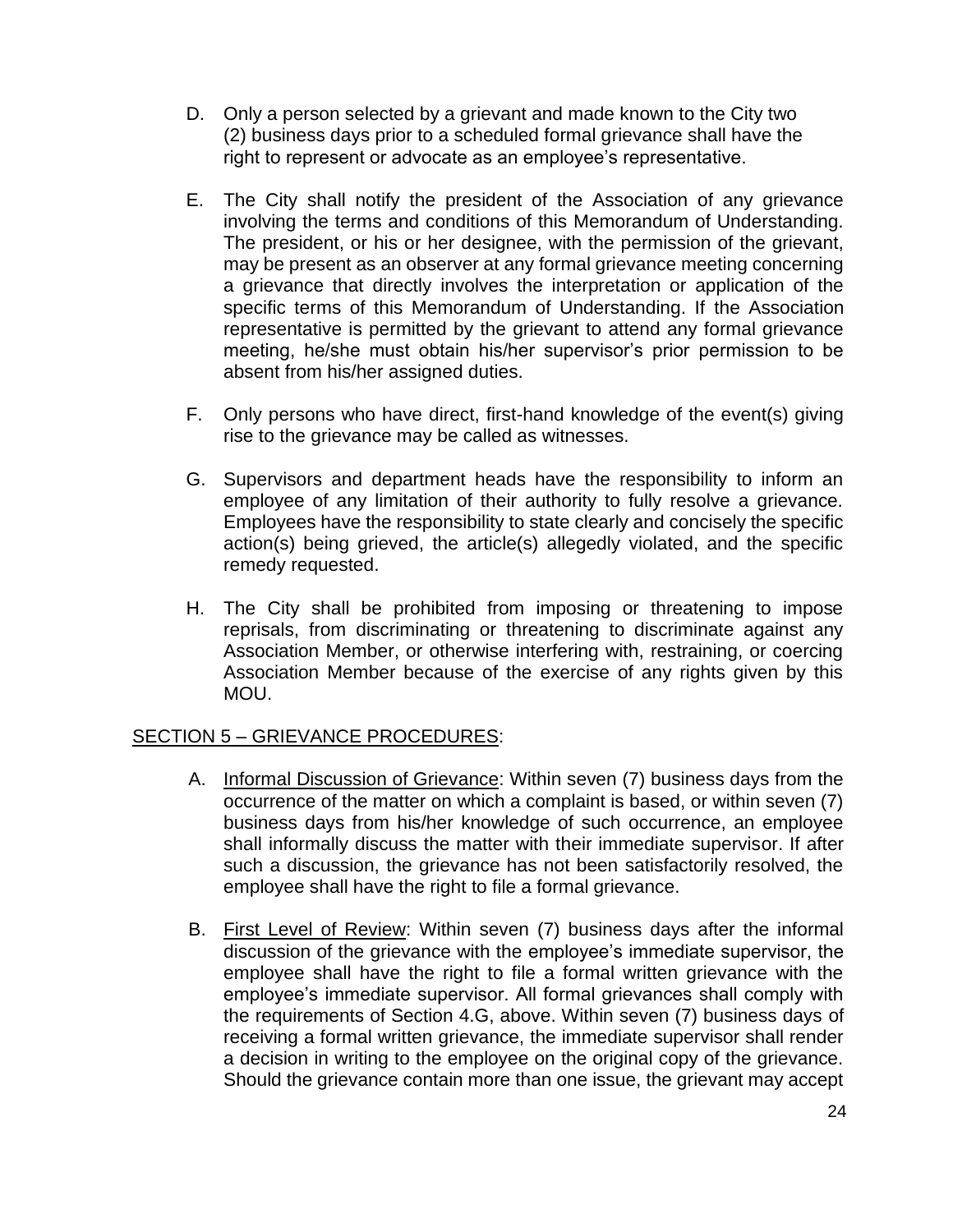D. Only a person selected by a grievant and made known to the City two (2) business days prior to a scheduled formal grievance shall have the right to represent or advocate as an employee's representative.

E. The City shall notify the president of the Association of any grievance involving the terms and conditions of this Memorandum of Understanding. The president, or his or her designee, with the permission of the grievant, may be present as an observer at any formal grievance meeting concerning a grievance that directly involves the interpretation or application of the specific terms of this Memorandum of Understanding. If the Association representative is permitted by the grievant to attend any formal grievance meeting, he/she must obtain his/her supervisor's prior permission to be absent from his/her assigned duties.

F. Only persons who have direct, first-hand knowledge of the event(s) giving rise to the grievance may be called as witnesses.

G. Supervisors and department heads have the responsibility to inform an employee of any limitation of their authority to fully resolve a grievance. Employees have the responsibility to state clearly and concisely the specific action(s) being grieved, the article(s) allegedly violated, and the specific remedy requested.

H. The City shall be prohibited from imposing or threatening to impose reprisals, from discriminating or threatening to discriminate against any Association Member, or otherwise interfering with, restraining, or coercing Association Member because of the exercise of any rights given by this MOU.

<u>SECTION 5 – GRIEVANCE PROCEDURES</u>:

A. <u>Informal Discussion of Grievance</u>: Within seven (7) business days from the occurrence of the matter on which a complaint is based, or within seven (7) business days from his/her knowledge of such occurrence, an employee shall informally discuss the matter with their immediate supervisor. If after such a discussion, the grievance has not been satisfactorily resolved, the employee shall have the right to file a formal grievance.

B. <u>First Level of Review</u>: Within seven (7) business days after the informal discussion of the grievance with the employee's immediate supervisor, the employee shall have the right to file a formal written grievance with the employee's immediate supervisor. All formal grievances shall comply with the requirements of Section 4.G, above. Within seven (7) business days of receiving a formal written grievance, the immediate supervisor shall render a decision in writing to the employee on the original copy of the grievance. Should the grievance contain more than one issue, the grievant may accept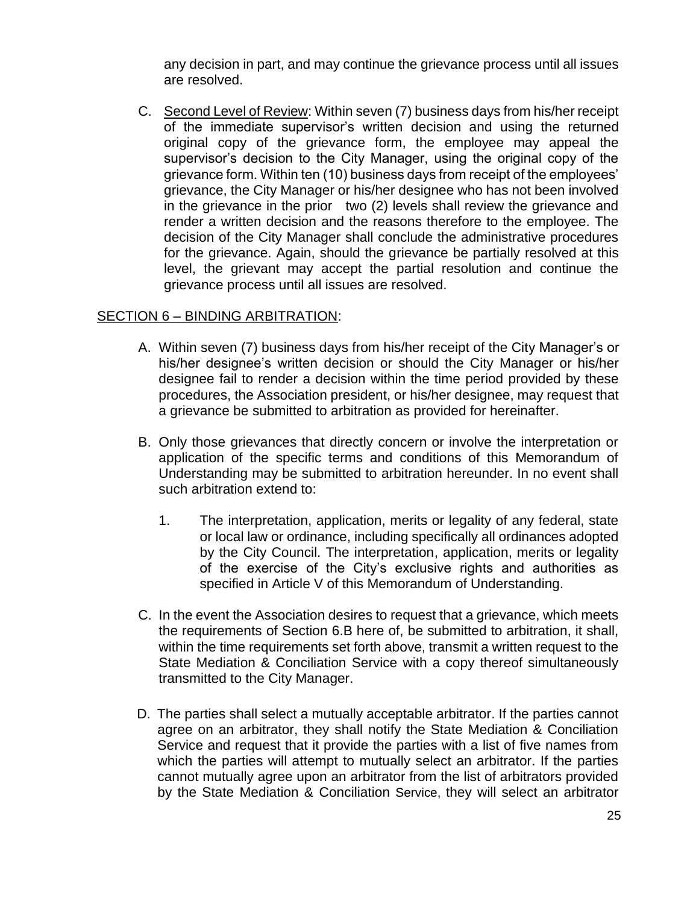any decision in part, and may continue the grievance process until all issues are resolved.

C. Second Level of Review: Within seven (7) business days from his/her receipt of the immediate supervisor's written decision and using the returned original copy of the grievance form, the employee may appeal the supervisor's decision to the City Manager, using the original copy of the grievance form. Within ten (10) business days from receipt of the employees' grievance, the City Manager or his/her designee who has not been involved in the grievance in the prior two (2) levels shall review the grievance and render a written decision and the reasons therefore to the employee. The decision of the City Manager shall conclude the administrative procedures for the grievance. Again, should the grievance be partially resolved at this level, the grievant may accept the partial resolution and continue the grievance process until all issues are resolved.

SECTION 6 – BINDING ARBITRATION:

A. Within seven (7) business days from his/her receipt of the City Manager's or his/her designee's written decision or should the City Manager or his/her designee fail to render a decision within the time period provided by these procedures, the Association president, or his/her designee, may request that a grievance be submitted to arbitration as provided for hereinafter.

B. Only those grievances that directly concern or involve the interpretation or application of the specific terms and conditions of this Memorandum of Understanding may be submitted to arbitration hereunder. In no event shall such arbitration extend to:

   1. The interpretation, application, merits or legality of any federal, state or local law or ordinance, including specifically all ordinances adopted by the City Council. The interpretation, application, merits or legality of the exercise of the City's exclusive rights and authorities as specified in Article V of this Memorandum of Understanding.

C. In the event the Association desires to request that a grievance, which meets the requirements of Section 6.B here of, be submitted to arbitration, it shall, within the time requirements set forth above, transmit a written request to the State Mediation & Conciliation Service with a copy thereof simultaneously transmitted to the City Manager.

D. The parties shall select a mutually acceptable arbitrator. If the parties cannot agree on an arbitrator, they shall notify the State Mediation & Conciliation Service and request that it provide the parties with a list of five names from which the parties will attempt to mutually select an arbitrator. If the parties cannot mutually agree upon an arbitrator from the list of arbitrators provided by the State Mediation & Conciliation Service, they will select an arbitrator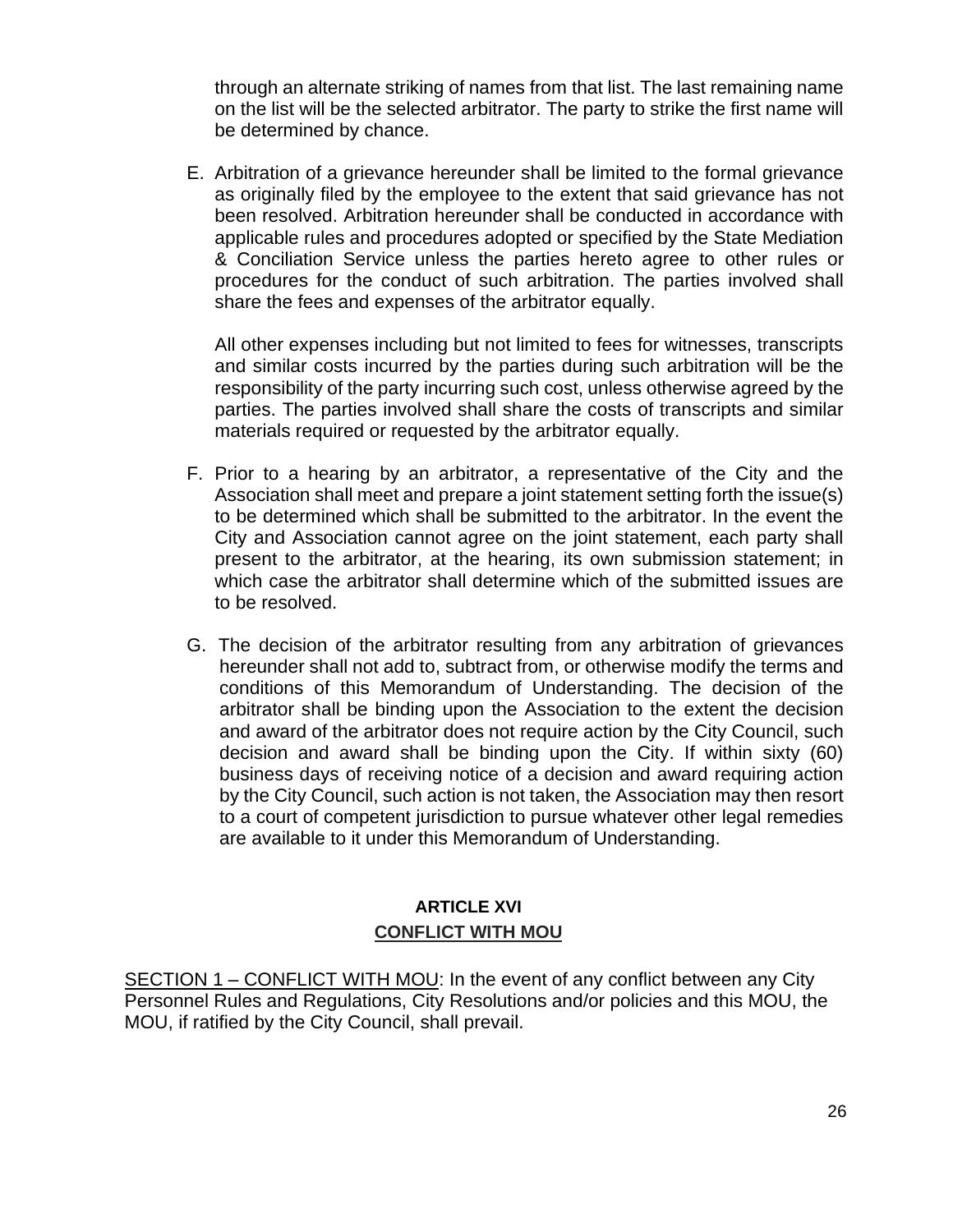through an alternate striking of names from that list. The last remaining name on the list will be the selected arbitrator. The party to strike the first name will be determined by chance.

E. Arbitration of a grievance hereunder shall be limited to the formal grievance as originally filed by the employee to the extent that said grievance has not been resolved. Arbitration hereunder shall be conducted in accordance with applicable rules and procedures adopted or specified by the State Mediation & Conciliation Service unless the parties hereto agree to other rules or procedures for the conduct of such arbitration. The parties involved shall share the fees and expenses of the arbitrator equally.

   All other expenses including but not limited to fees for witnesses, transcripts and similar costs incurred by the parties during such arbitration will be the responsibility of the party incurring such cost, unless otherwise agreed by the parties. The parties involved shall share the costs of transcripts and similar materials required or requested by the arbitrator equally.

F. Prior to a hearing by an arbitrator, a representative of the City and the Association shall meet and prepare a joint statement setting forth the issue(s) to be determined which shall be submitted to the arbitrator. In the event the City and Association cannot agree on the joint statement, each party shall present to the arbitrator, at the hearing, its own submission statement; in which case the arbitrator shall determine which of the submitted issues are to be resolved.

G. The decision of the arbitrator resulting from any arbitration of grievances hereunder shall not add to, subtract from, or otherwise modify the terms and conditions of this Memorandum of Understanding. The decision of the arbitrator shall be binding upon the Association to the extent the decision and award of the arbitrator does not require action by the City Council, such decision and award shall be binding upon the City. If within sixty (60) business days of receiving notice of a decision and award requiring action by the City Council, such action is not taken, the Association may then resort to a court of competent jurisdiction to pursue whatever other legal remedies are available to it under this Memorandum of Understanding.

## ARTICLE XVI
## CONFLICT WITH MOU

SECTION 1 – CONFLICT WITH MOU: In the event of any conflict between any City Personnel Rules and Regulations, City Resolutions and/or policies and this MOU, the MOU, if ratified by the City Council, shall prevail.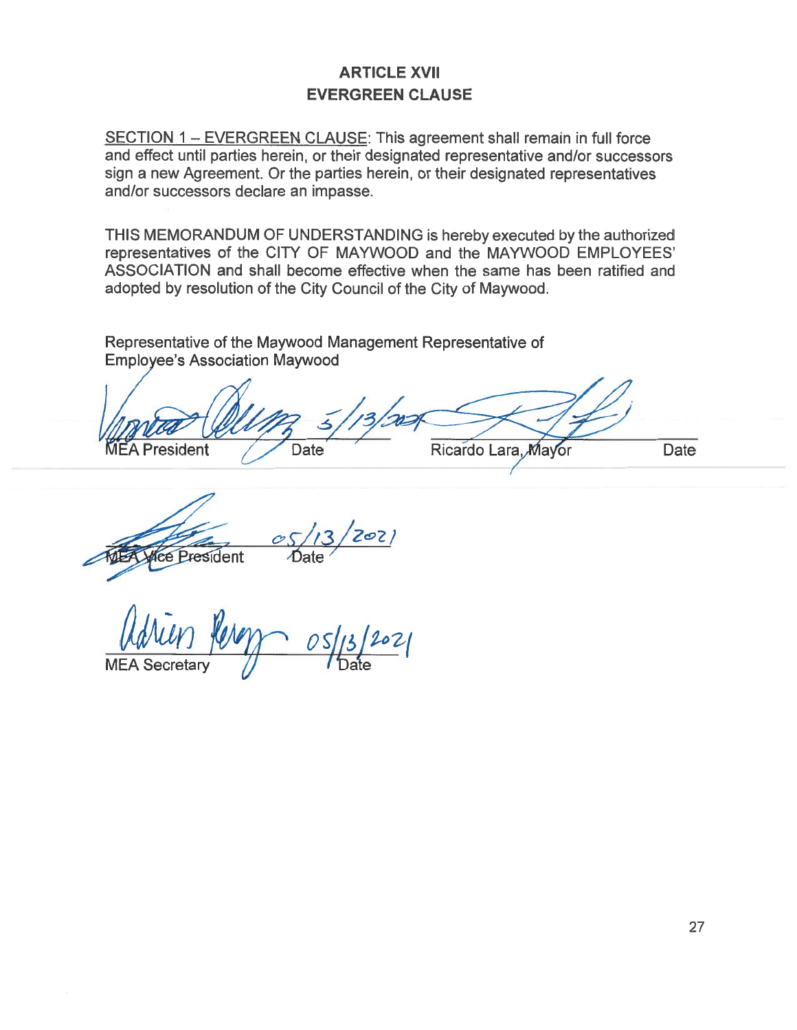## ARTICLE XVII
## EVERGREEN CLAUSE

SECTION 1 – EVERGREEN CLAUSE: This agreement shall remain in full force and effect until parties herein, or their designated representative and/or successors sign a new Agreement. Or the parties herein, or their designated representatives and/or successors declare an impasse.

THIS MEMORANDUM OF UNDERSTANDING is hereby executed by the authorized representatives of the CITY OF MAYWOOD and the MAYWOOD EMPLOYEES' ASSOCIATION and shall become effective when the same has been ratified and adopted by resolution of the City Council of the City of Maywood.

| Representative of the Maywood Employee's Association | | Management Representative of Maywood | |
|---|---|---|---|
| MEA President | Date: 5/13/2021 | Ricardo Lara, Mayor | Date |
| MEA Vice President | Date: 05/13/2021 | | |
| MEA Secretary | Date: 05/13/2021 | | |